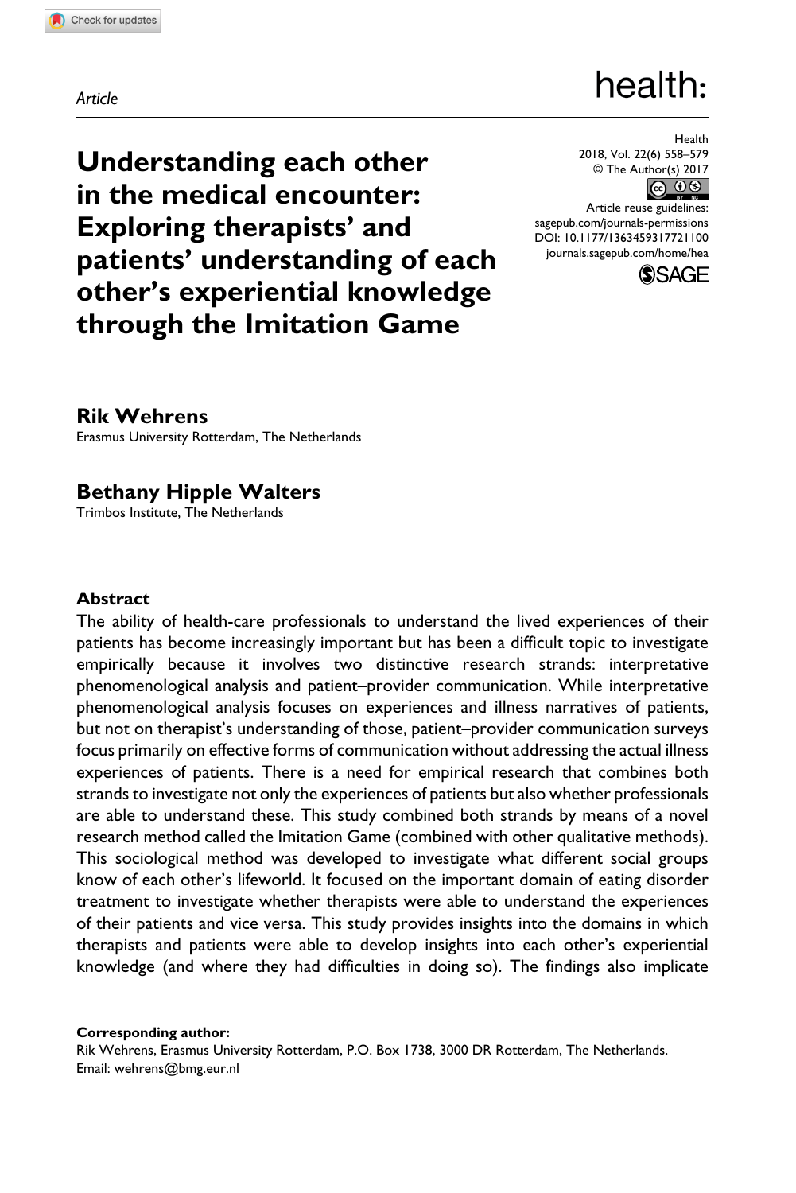*Article*

# Understanding each other in the medical encounter: Exploring therapists' and patients' understanding of each other's experiential knowledge through the Imitation Game

© The Author(s) 2017

Article reuse guidelines: sagepub.com/journals-permissions
DOI: 10.1177/1363459317721100
journals.sagepub.com/home/hea

**Rik Wehrens**
Erasmus University Rotterdam, The Netherlands

**Bethany Hipple Walters**
Trimbos Institute, The Netherlands

## Abstract

The ability of health-care professionals to understand the lived experiences of their patients has become increasingly important but has been a difficult topic to investigate empirically because it involves two distinctive research strands: interpretative phenomenological analysis and patient–provider communication. While interpretative phenomenological analysis focuses on experiences and illness narratives of patients, but not on therapist's understanding of those, patient–provider communication surveys focus primarily on effective forms of communication without addressing the actual illness experiences of patients. There is a need for empirical research that combines both strands to investigate not only the experiences of patients but also whether professionals are able to understand these. This study combined both strands by means of a novel research method called the Imitation Game (combined with other qualitative methods). This sociological method was developed to investigate what different social groups know of each other's lifeworld. It focused on the important domain of eating disorder treatment to investigate whether therapists were able to understand the experiences of their patients and vice versa. This study provides insights into the domains in which therapists and patients were able to develop insights into each other's experiential knowledge (and where they had difficulties in doing so). The findings also implicate

**Corresponding author:**
Rik Wehrens, Erasmus University Rotterdam, P.O. Box 1738, 3000 DR Rotterdam, The Netherlands.
Email: wehrens@bmg.eur.nl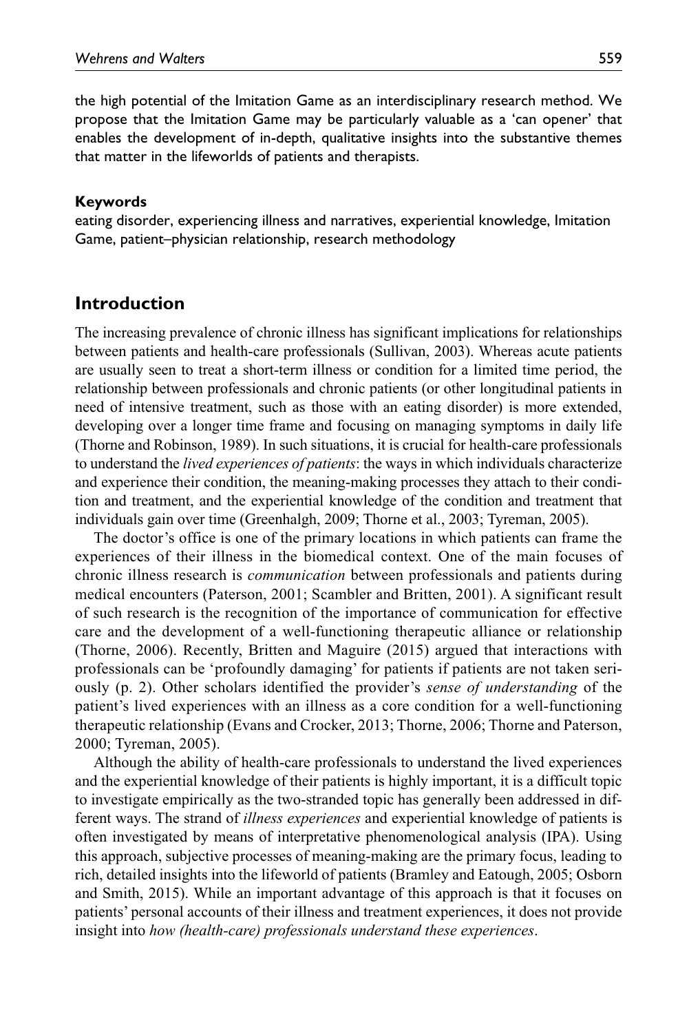the high potential of the Imitation Game as an interdisciplinary research method. We propose that the Imitation Game may be particularly valuable as a 'can opener' that enables the development of in-depth, qualitative insights into the substantive themes that matter in the lifeworlds of patients and therapists.

#### Keywords

eating disorder, experiencing illness and narratives, experiential knowledge, Imitation Game, patient–physician relationship, research methodology

## Introduction

The increasing prevalence of chronic illness has significant implications for relationships between patients and health-care professionals (Sullivan, 2003). Whereas acute patients are usually seen to treat a short-term illness or condition for a limited time period, the relationship between professionals and chronic patients (or other longitudinal patients in need of intensive treatment, such as those with an eating disorder) is more extended, developing over a longer time frame and focusing on managing symptoms in daily life (Thorne and Robinson, 1989). In such situations, it is crucial for health-care professionals to understand the *lived experiences of patients*: the ways in which individuals characterize and experience their condition, the meaning-making processes they attach to their condition and treatment, and the experiential knowledge of the condition and treatment that individuals gain over time (Greenhalgh, 2009; Thorne et al., 2003; Tyreman, 2005).

The doctor's office is one of the primary locations in which patients can frame the experiences of their illness in the biomedical context. One of the main focuses of chronic illness research is *communication* between professionals and patients during medical encounters (Paterson, 2001; Scambler and Britten, 2001). A significant result of such research is the recognition of the importance of communication for effective care and the development of a well-functioning therapeutic alliance or relationship (Thorne, 2006). Recently, Britten and Maguire (2015) argued that interactions with professionals can be 'profoundly damaging' for patients if patients are not taken seriously (p. 2). Other scholars identified the provider's *sense of understanding* of the patient's lived experiences with an illness as a core condition for a well-functioning therapeutic relationship (Evans and Crocker, 2013; Thorne, 2006; Thorne and Paterson, 2000; Tyreman, 2005).

Although the ability of health-care professionals to understand the lived experiences and the experiential knowledge of their patients is highly important, it is a difficult topic to investigate empirically as the two-stranded topic has generally been addressed in different ways. The strand of *illness experiences* and experiential knowledge of patients is often investigated by means of interpretative phenomenological analysis (IPA). Using this approach, subjective processes of meaning-making are the primary focus, leading to rich, detailed insights into the lifeworld of patients (Bramley and Eatough, 2005; Osborn and Smith, 2015). While an important advantage of this approach is that it focuses on patients' personal accounts of their illness and treatment experiences, it does not provide insight into *how (health-care) professionals understand these experiences*.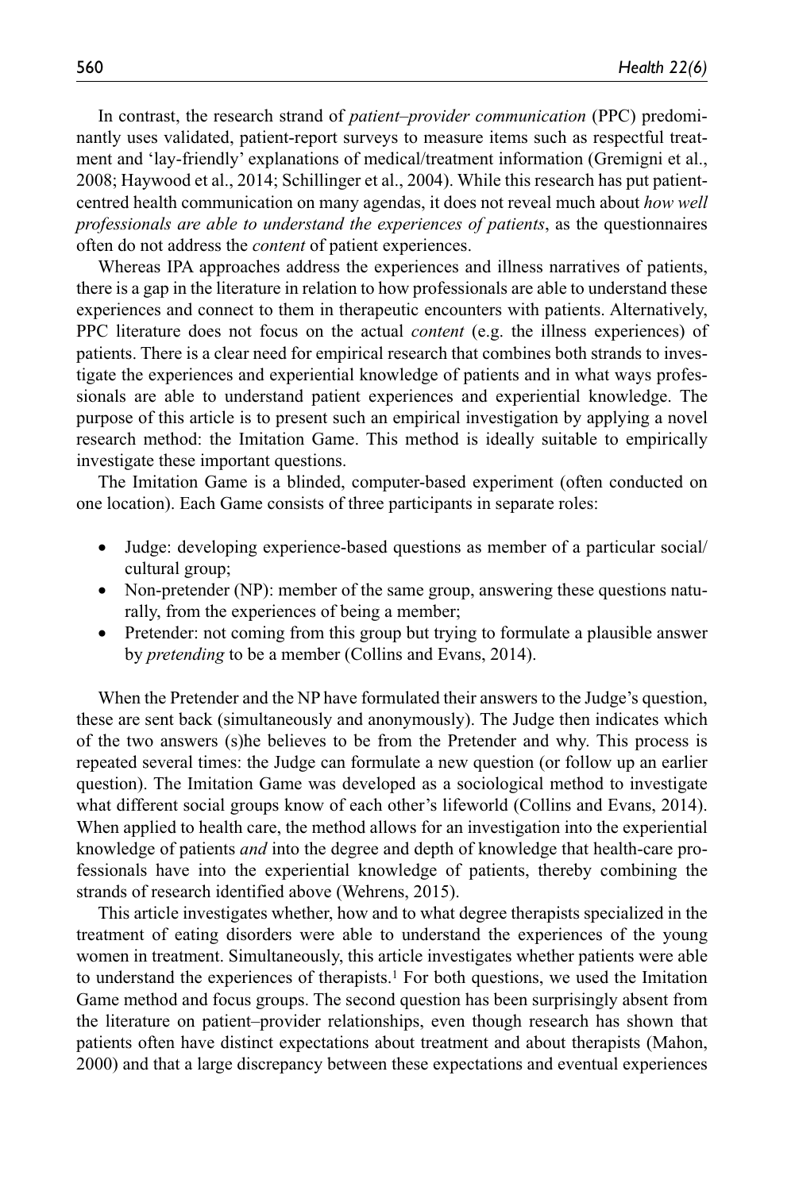In contrast, the research strand of *patient–provider communication* (PPC) predominantly uses validated, patient-report surveys to measure items such as respectful treatment and 'lay-friendly' explanations of medical/treatment information (Gremigni et al., 2008; Haywood et al., 2014; Schillinger et al., 2004). While this research has put patient-centred health communication on many agendas, it does not reveal much about *how well professionals are able to understand the experiences of patients*, as the questionnaires often do not address the *content* of patient experiences.

Whereas IPA approaches address the experiences and illness narratives of patients, there is a gap in the literature in relation to how professionals are able to understand these experiences and connect to them in therapeutic encounters with patients. Alternatively, PPC literature does not focus on the actual *content* (e.g. the illness experiences) of patients. There is a clear need for empirical research that combines both strands to investigate the experiences and experiential knowledge of patients and in what ways professionals are able to understand patient experiences and experiential knowledge. The purpose of this article is to present such an empirical investigation by applying a novel research method: the Imitation Game. This method is ideally suitable to empirically investigate these important questions.

The Imitation Game is a blinded, computer-based experiment (often conducted on one location). Each Game consists of three participants in separate roles:

- Judge: developing experience-based questions as member of a particular social/cultural group;
- Non-pretender (NP): member of the same group, answering these questions naturally, from the experiences of being a member;
- Pretender: not coming from this group but trying to formulate a plausible answer by *pretending* to be a member (Collins and Evans, 2014).

When the Pretender and the NP have formulated their answers to the Judge's question, these are sent back (simultaneously and anonymously). The Judge then indicates which of the two answers (s)he believes to be from the Pretender and why. This process is repeated several times: the Judge can formulate a new question (or follow up an earlier question). The Imitation Game was developed as a sociological method to investigate what different social groups know of each other's lifeworld (Collins and Evans, 2014). When applied to health care, the method allows for an investigation into the experiential knowledge of patients *and* into the degree and depth of knowledge that health-care professionals have into the experiential knowledge of patients, thereby combining the strands of research identified above (Wehrens, 2015).

This article investigates whether, how and to what degree therapists specialized in the treatment of eating disorders were able to understand the experiences of the young women in treatment. Simultaneously, this article investigates whether patients were able to understand the experiences of therapists.[1] For both questions, we used the Imitation Game method and focus groups. The second question has been surprisingly absent from the literature on patient–provider relationships, even though research has shown that patients often have distinct expectations about treatment and about therapists (Mahon, 2000) and that a large discrepancy between these expectations and eventual experiences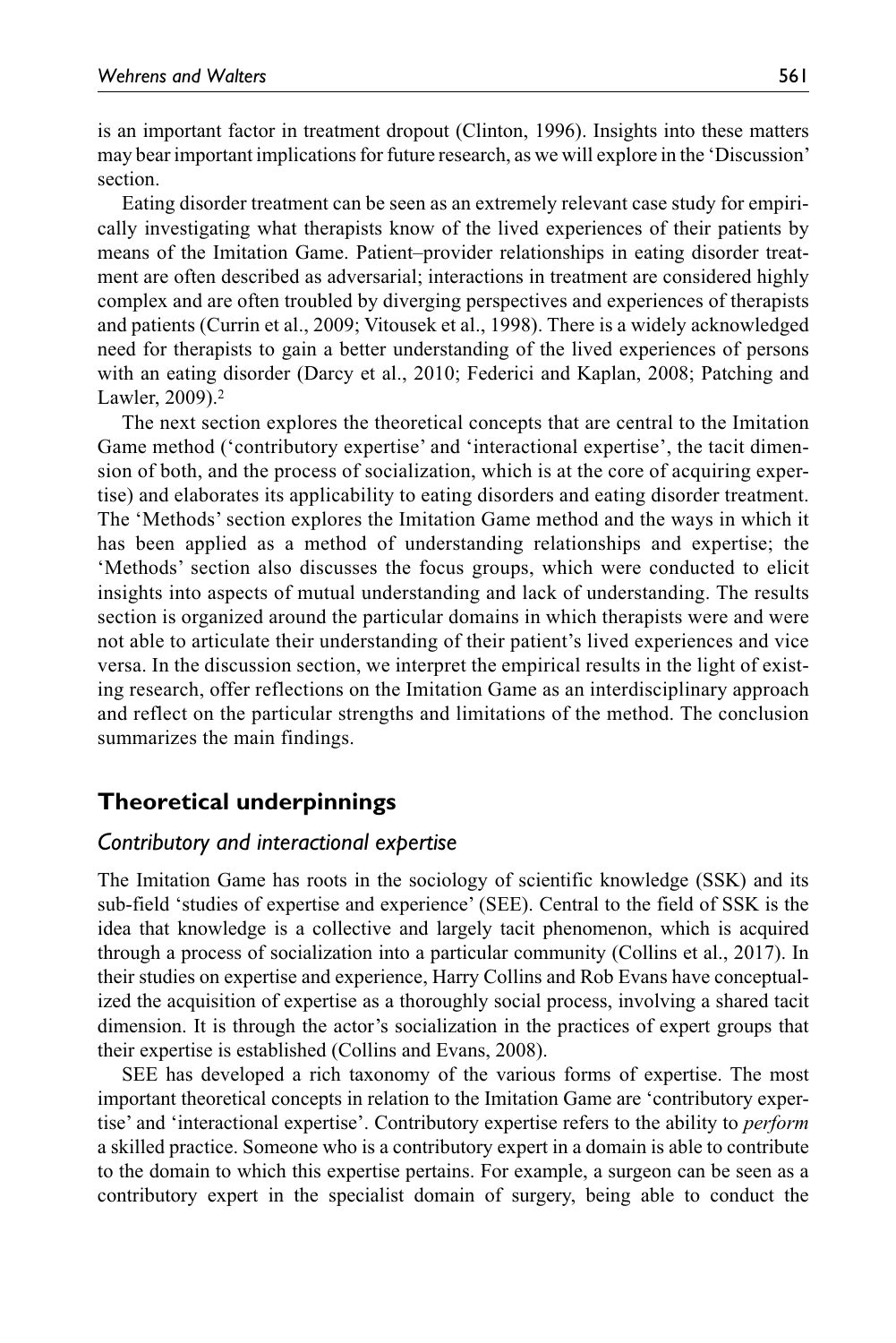is an important factor in treatment dropout (Clinton, 1996). Insights into these matters may bear important implications for future research, as we will explore in the 'Discussion' section.

Eating disorder treatment can be seen as an extremely relevant case study for empirically investigating what therapists know of the lived experiences of their patients by means of the Imitation Game. Patient–provider relationships in eating disorder treatment are often described as adversarial; interactions in treatment are considered highly complex and are often troubled by diverging perspectives and experiences of therapists and patients (Currin et al., 2009; Vitousek et al., 1998). There is a widely acknowledged need for therapists to gain a better understanding of the lived experiences of persons with an eating disorder (Darcy et al., 2010; Federici and Kaplan, 2008; Patching and Lawler, 2009).[2]

The next section explores the theoretical concepts that are central to the Imitation Game method ('contributory expertise' and 'interactional expertise', the tacit dimension of both, and the process of socialization, which is at the core of acquiring expertise) and elaborates its applicability to eating disorders and eating disorder treatment. The 'Methods' section explores the Imitation Game method and the ways in which it has been applied as a method of understanding relationships and expertise; the 'Methods' section also discusses the focus groups, which were conducted to elicit insights into aspects of mutual understanding and lack of understanding. The results section is organized around the particular domains in which therapists were and were not able to articulate their understanding of their patient's lived experiences and vice versa. In the discussion section, we interpret the empirical results in the light of existing research, offer reflections on the Imitation Game as an interdisciplinary approach and reflect on the particular strengths and limitations of the method. The conclusion summarizes the main findings.

## Theoretical underpinnings

### *Contributory and interactional expertise*

The Imitation Game has roots in the sociology of scientific knowledge (SSK) and its sub-field 'studies of expertise and experience' (SEE). Central to the field of SSK is the idea that knowledge is a collective and largely tacit phenomenon, which is acquired through a process of socialization into a particular community (Collins et al., 2017). In their studies on expertise and experience, Harry Collins and Rob Evans have conceptualized the acquisition of expertise as a thoroughly social process, involving a shared tacit dimension. It is through the actor's socialization in the practices of expert groups that their expertise is established (Collins and Evans, 2008).

SEE has developed a rich taxonomy of the various forms of expertise. The most important theoretical concepts in relation to the Imitation Game are 'contributory expertise' and 'interactional expertise'. Contributory expertise refers to the ability to *perform* a skilled practice. Someone who is a contributory expert in a domain is able to contribute to the domain to which this expertise pertains. For example, a surgeon can be seen as a contributory expert in the specialist domain of surgery, being able to conduct the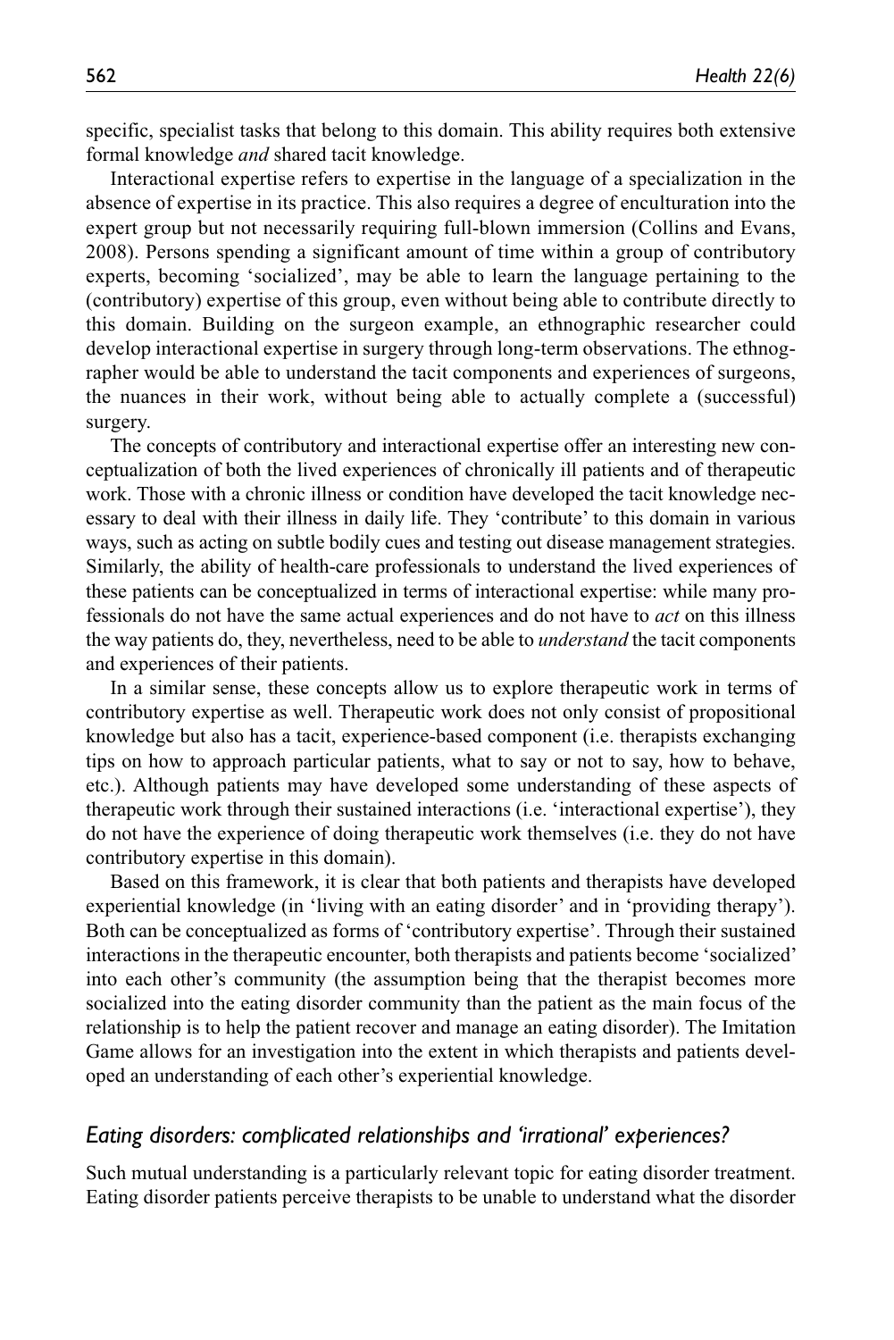specific, specialist tasks that belong to this domain. This ability requires both extensive formal knowledge *and* shared tacit knowledge.

Interactional expertise refers to expertise in the language of a specialization in the absence of expertise in its practice. This also requires a degree of enculturation into the expert group but not necessarily requiring full-blown immersion (Collins and Evans, 2008). Persons spending a significant amount of time within a group of contributory experts, becoming 'socialized', may be able to learn the language pertaining to the (contributory) expertise of this group, even without being able to contribute directly to this domain. Building on the surgeon example, an ethnographic researcher could develop interactional expertise in surgery through long-term observations. The ethnographer would be able to understand the tacit components and experiences of surgeons, the nuances in their work, without being able to actually complete a (successful) surgery.

The concepts of contributory and interactional expertise offer an interesting new conceptualization of both the lived experiences of chronically ill patients and of therapeutic work. Those with a chronic illness or condition have developed the tacit knowledge necessary to deal with their illness in daily life. They 'contribute' to this domain in various ways, such as acting on subtle bodily cues and testing out disease management strategies. Similarly, the ability of health-care professionals to understand the lived experiences of these patients can be conceptualized in terms of interactional expertise: while many professionals do not have the same actual experiences and do not have to *act* on this illness the way patients do, they, nevertheless, need to be able to *understand* the tacit components and experiences of their patients.

In a similar sense, these concepts allow us to explore therapeutic work in terms of contributory expertise as well. Therapeutic work does not only consist of propositional knowledge but also has a tacit, experience-based component (i.e. therapists exchanging tips on how to approach particular patients, what to say or not to say, how to behave, etc.). Although patients may have developed some understanding of these aspects of therapeutic work through their sustained interactions (i.e. 'interactional expertise'), they do not have the experience of doing therapeutic work themselves (i.e. they do not have contributory expertise in this domain).

Based on this framework, it is clear that both patients and therapists have developed experiential knowledge (in 'living with an eating disorder' and in 'providing therapy'). Both can be conceptualized as forms of 'contributory expertise'. Through their sustained interactions in the therapeutic encounter, both therapists and patients become 'socialized' into each other's community (the assumption being that the therapist becomes more socialized into the eating disorder community than the patient as the main focus of the relationship is to help the patient recover and manage an eating disorder). The Imitation Game allows for an investigation into the extent in which therapists and patients developed an understanding of each other's experiential knowledge.

### *Eating disorders: complicated relationships and 'irrational' experiences?*

Such mutual understanding is a particularly relevant topic for eating disorder treatment. Eating disorder patients perceive therapists to be unable to understand what the disorder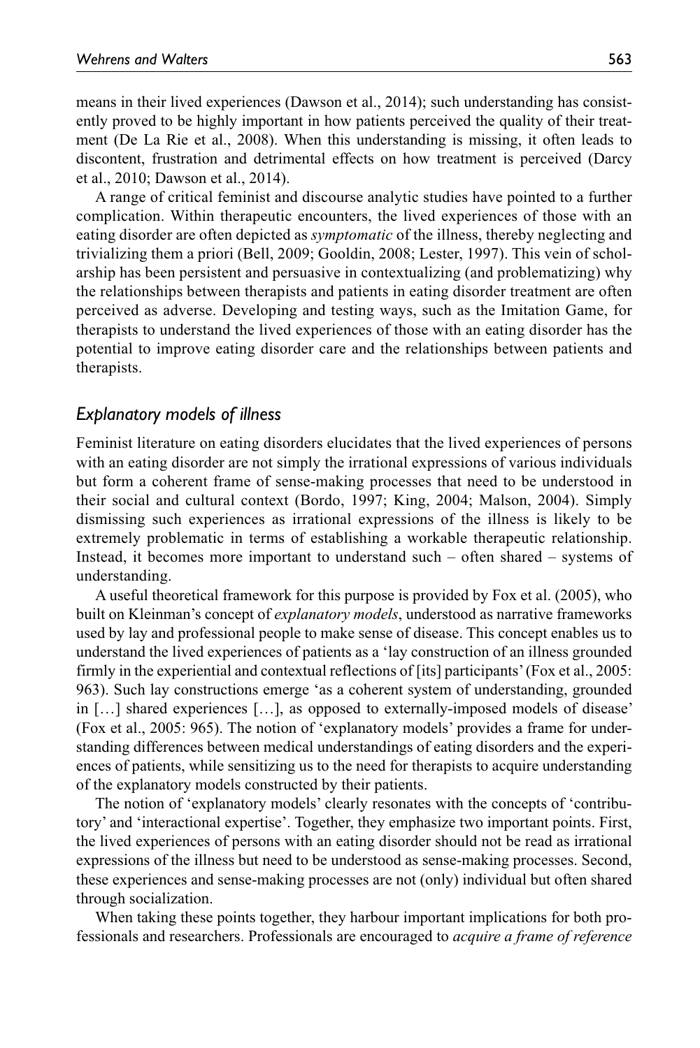means in their lived experiences (Dawson et al., 2014); such understanding has consistently proved to be highly important in how patients perceived the quality of their treatment (De La Rie et al., 2008). When this understanding is missing, it often leads to discontent, frustration and detrimental effects on how treatment is perceived (Darcy et al., 2010; Dawson et al., 2014).

A range of critical feminist and discourse analytic studies have pointed to a further complication. Within therapeutic encounters, the lived experiences of those with an eating disorder are often depicted as *symptomatic* of the illness, thereby neglecting and trivializing them a priori (Bell, 2009; Gooldin, 2008; Lester, 1997). This vein of scholarship has been persistent and persuasive in contextualizing (and problematizing) why the relationships between therapists and patients in eating disorder treatment are often perceived as adverse. Developing and testing ways, such as the Imitation Game, for therapists to understand the lived experiences of those with an eating disorder has the potential to improve eating disorder care and the relationships between patients and therapists.

### *Explanatory models of illness*

Feminist literature on eating disorders elucidates that the lived experiences of persons with an eating disorder are not simply the irrational expressions of various individuals but form a coherent frame of sense-making processes that need to be understood in their social and cultural context (Bordo, 1997; King, 2004; Malson, 2004). Simply dismissing such experiences as irrational expressions of the illness is likely to be extremely problematic in terms of establishing a workable therapeutic relationship. Instead, it becomes more important to understand such – often shared – systems of understanding.

A useful theoretical framework for this purpose is provided by Fox et al. (2005), who built on Kleinman's concept of *explanatory models*, understood as narrative frameworks used by lay and professional people to make sense of disease. This concept enables us to understand the lived experiences of patients as a 'lay construction of an illness grounded firmly in the experiential and contextual reflections of [its] participants' (Fox et al., 2005: 963). Such lay constructions emerge 'as a coherent system of understanding, grounded in […] shared experiences […], as opposed to externally-imposed models of disease' (Fox et al., 2005: 965). The notion of 'explanatory models' provides a frame for understanding differences between medical understandings of eating disorders and the experiences of patients, while sensitizing us to the need for therapists to acquire understanding of the explanatory models constructed by their patients.

The notion of 'explanatory models' clearly resonates with the concepts of 'contributory' and 'interactional expertise'. Together, they emphasize two important points. First, the lived experiences of persons with an eating disorder should not be read as irrational expressions of the illness but need to be understood as sense-making processes. Second, these experiences and sense-making processes are not (only) individual but often shared through socialization.

When taking these points together, they harbour important implications for both professionals and researchers. Professionals are encouraged to *acquire a frame of reference*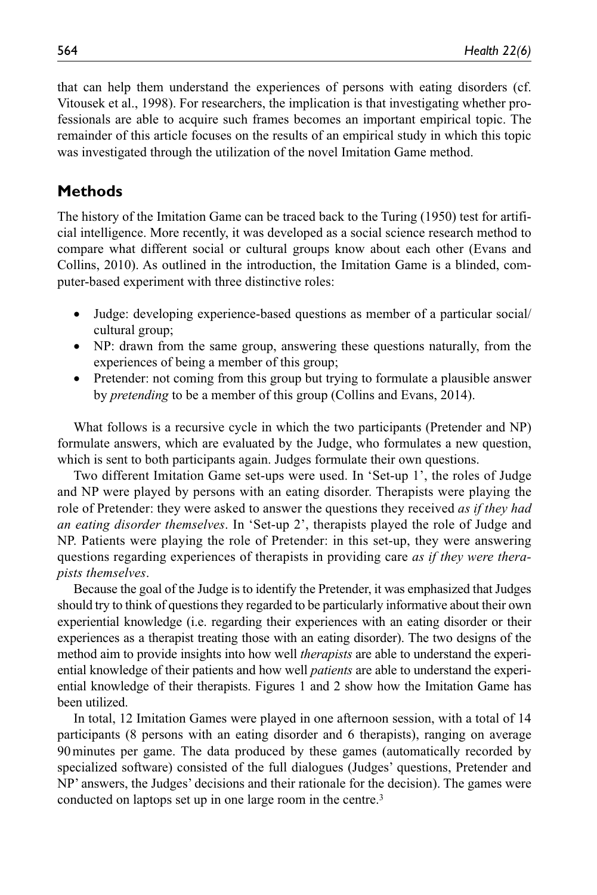that can help them understand the experiences of persons with eating disorders (cf. Vitousek et al., 1998). For researchers, the implication is that investigating whether professionals are able to acquire such frames becomes an important empirical topic. The remainder of this article focuses on the results of an empirical study in which this topic was investigated through the utilization of the novel Imitation Game method.

## Methods

The history of the Imitation Game can be traced back to the Turing (1950) test for artificial intelligence. More recently, it was developed as a social science research method to compare what different social or cultural groups know about each other (Evans and Collins, 2010). As outlined in the introduction, the Imitation Game is a blinded, computer-based experiment with three distinctive roles:

- Judge: developing experience-based questions as member of a particular social/cultural group;
- NP: drawn from the same group, answering these questions naturally, from the experiences of being a member of this group;
- Pretender: not coming from this group but trying to formulate a plausible answer by *pretending* to be a member of this group (Collins and Evans, 2014).

What follows is a recursive cycle in which the two participants (Pretender and NP) formulate answers, which are evaluated by the Judge, who formulates a new question, which is sent to both participants again. Judges formulate their own questions.

Two different Imitation Game set-ups were used. In 'Set-up 1', the roles of Judge and NP were played by persons with an eating disorder. Therapists were playing the role of Pretender: they were asked to answer the questions they received *as if they had an eating disorder themselves*. In 'Set-up 2', therapists played the role of Judge and NP. Patients were playing the role of Pretender: in this set-up, they were answering questions regarding experiences of therapists in providing care *as if they were therapists themselves*.

Because the goal of the Judge is to identify the Pretender, it was emphasized that Judges should try to think of questions they regarded to be particularly informative about their own experiential knowledge (i.e. regarding their experiences with an eating disorder or their experiences as a therapist treating those with an eating disorder). The two designs of the method aim to provide insights into how well *therapists* are able to understand the experiential knowledge of their patients and how well *patients* are able to understand the experiential knowledge of their therapists. Figures 1 and 2 show how the Imitation Game has been utilized.

In total, 12 Imitation Games were played in one afternoon session, with a total of 14 participants (8 persons with an eating disorder and 6 therapists), ranging on average 90 minutes per game. The data produced by these games (automatically recorded by specialized software) consisted of the full dialogues (Judges' questions, Pretender and NP' answers, the Judges' decisions and their rationale for the decision). The games were conducted on laptops set up in one large room in the centre.[3]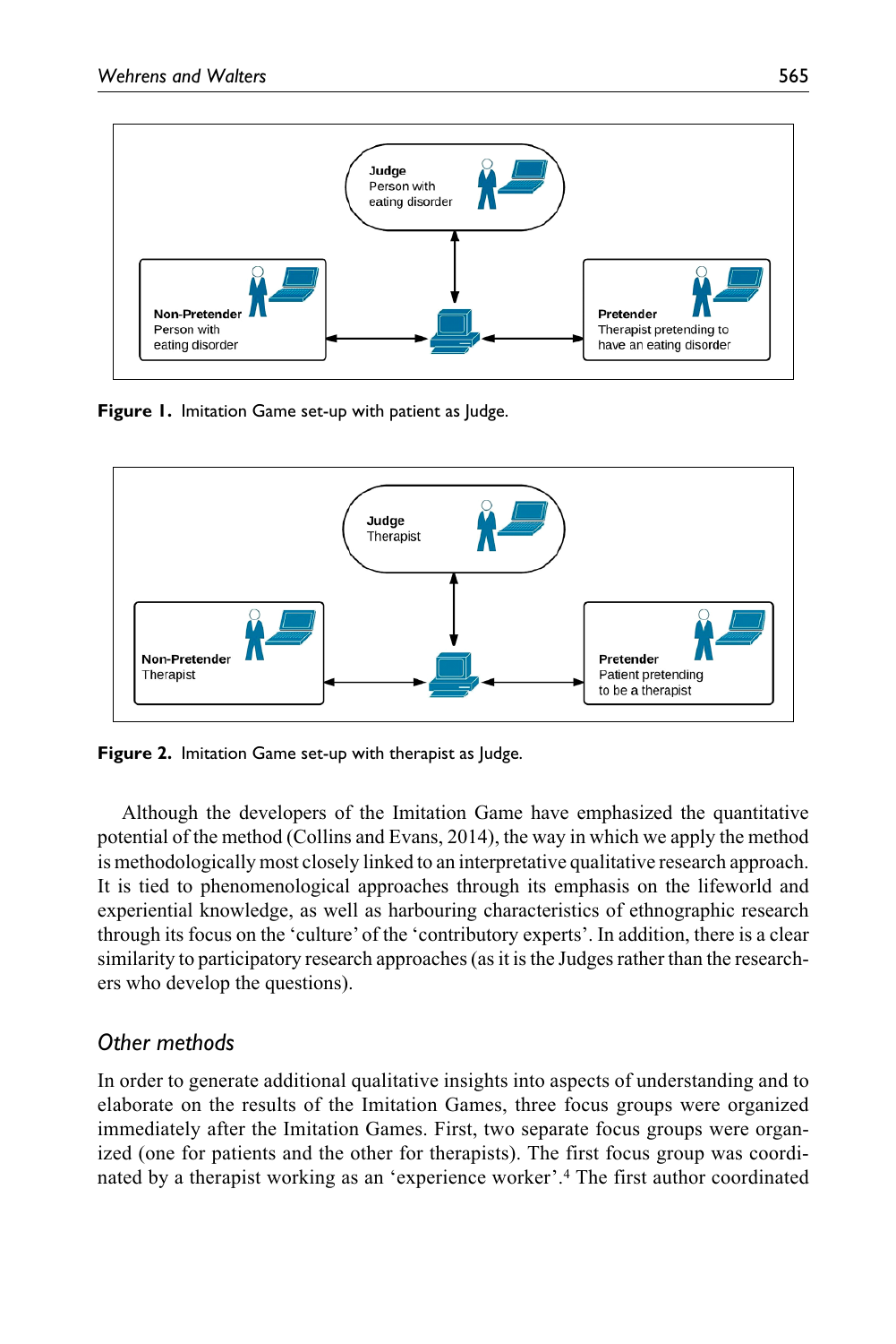Figure 1. Imitation Game set-up with patient as Judge.

Figure 2. Imitation Game set-up with therapist as Judge.

Although the developers of the Imitation Game have emphasized the quantitative potential of the method (Collins and Evans, 2014), the way in which we apply the method is methodologically most closely linked to an interpretative qualitative research approach. It is tied to phenomenological approaches through its emphasis on the lifeworld and experiential knowledge, as well as harbouring characteristics of ethnographic research through its focus on the 'culture' of the 'contributory experts'. In addition, there is a clear similarity to participatory research approaches (as it is the Judges rather than the researchers who develop the questions).

## *Other methods*

In order to generate additional qualitative insights into aspects of understanding and to elaborate on the results of the Imitation Games, three focus groups were organized immediately after the Imitation Games. First, two separate focus groups were organized (one for patients and the other for therapists). The first focus group was coordinated by a therapist working as an 'experience worker'.[4] The first author coordinated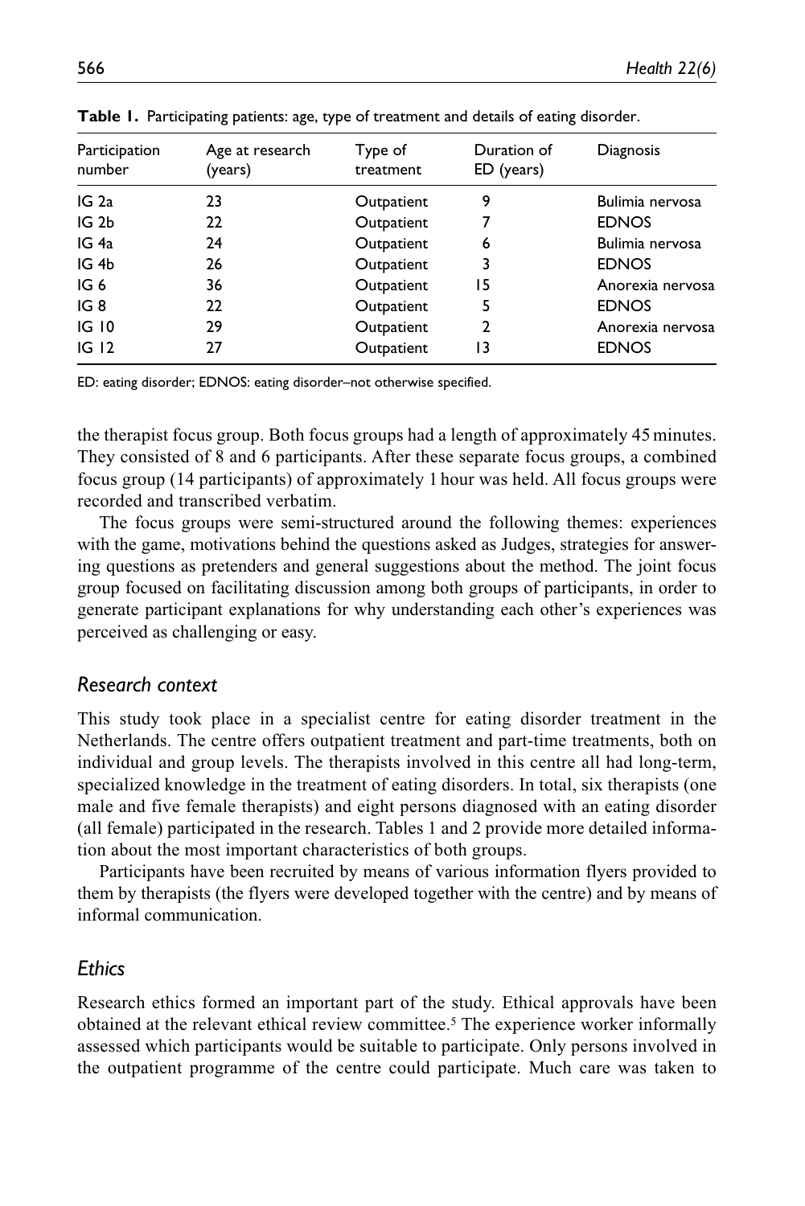**Table 1.** Participating patients: age, type of treatment and details of eating disorder.

| Participation number | Age at research (years) | Type of treatment | Duration of ED (years) | Diagnosis |
|---|---|---|---|---|
| IG 2a | 23 | Outpatient | 9 | Bulimia nervosa |
| IG 2b | 22 | Outpatient | 7 | EDNOS |
| IG 4a | 24 | Outpatient | 6 | Bulimia nervosa |
| IG 4b | 26 | Outpatient | 3 | EDNOS |
| IG 6 | 36 | Outpatient | 15 | Anorexia nervosa |
| IG 8 | 22 | Outpatient | 5 | EDNOS |
| IG 10 | 29 | Outpatient | 2 | Anorexia nervosa |
| IG 12 | 27 | Outpatient | 13 | EDNOS |

ED: eating disorder; EDNOS: eating disorder–not otherwise specified.

the therapist focus group. Both focus groups had a length of approximately 45 minutes. They consisted of 8 and 6 participants. After these separate focus groups, a combined focus group (14 participants) of approximately 1 hour was held. All focus groups were recorded and transcribed verbatim.

The focus groups were semi-structured around the following themes: experiences with the game, motivations behind the questions asked as Judges, strategies for answering questions as pretenders and general suggestions about the method. The joint focus group focused on facilitating discussion among both groups of participants, in order to generate participant explanations for why understanding each other's experiences was perceived as challenging or easy.

### *Research context*

This study took place in a specialist centre for eating disorder treatment in the Netherlands. The centre offers outpatient treatment and part-time treatments, both on individual and group levels. The therapists involved in this centre all had long-term, specialized knowledge in the treatment of eating disorders. In total, six therapists (one male and five female therapists) and eight persons diagnosed with an eating disorder (all female) participated in the research. Tables 1 and 2 provide more detailed information about the most important characteristics of both groups.

Participants have been recruited by means of various information flyers provided to them by therapists (the flyers were developed together with the centre) and by means of informal communication.

### *Ethics*

Research ethics formed an important part of the study. Ethical approvals have been obtained at the relevant ethical review committee.[5] The experience worker informally assessed which participants would be suitable to participate. Only persons involved in the outpatient programme of the centre could participate. Much care was taken to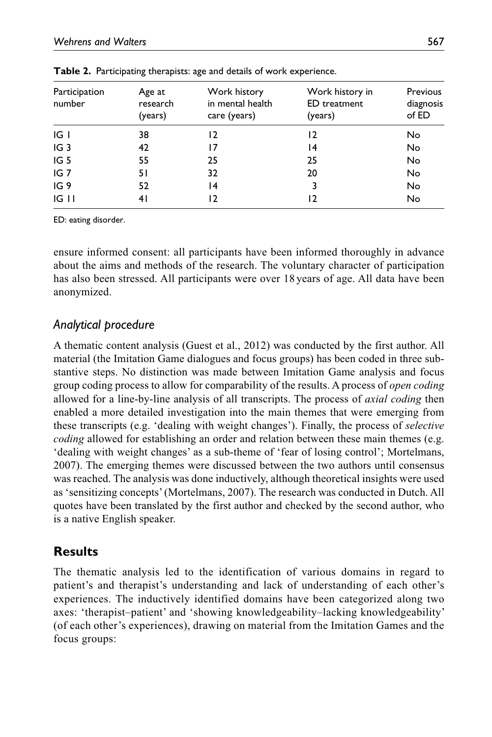**Table 2.** Participating therapists: age and details of work experience.

| Participation number | Age at research (years) | Work history in mental health care (years) | Work history in ED treatment (years) | Previous diagnosis of ED |
|---|---|---|---|---|
| IG 1 | 38 | 12 | 12 | No |
| IG 3 | 42 | 17 | 14 | No |
| IG 5 | 55 | 25 | 25 | No |
| IG 7 | 51 | 32 | 20 | No |
| IG 9 | 52 | 14 | 3 | No |
| IG 11 | 41 | 12 | 12 | No |

ED: eating disorder.

ensure informed consent: all participants have been informed thoroughly in advance about the aims and methods of the research. The voluntary character of participation has also been stressed. All participants were over 18 years of age. All data have been anonymized.

### Analytical procedure

A thematic content analysis (Guest et al., 2012) was conducted by the first author. All material (the Imitation Game dialogues and focus groups) has been coded in three substantive steps. No distinction was made between Imitation Game analysis and focus group coding process to allow for comparability of the results. A process of *open coding* allowed for a line-by-line analysis of all transcripts. The process of *axial coding* then enabled a more detailed investigation into the main themes that were emerging from these transcripts (e.g. 'dealing with weight changes'). Finally, the process of *selective coding* allowed for establishing an order and relation between these main themes (e.g. 'dealing with weight changes' as a sub-theme of 'fear of losing control'; Mortelmans, 2007). The emerging themes were discussed between the two authors until consensus was reached. The analysis was done inductively, although theoretical insights were used as 'sensitizing concepts' (Mortelmans, 2007). The research was conducted in Dutch. All quotes have been translated by the first author and checked by the second author, who is a native English speaker.

## Results

The thematic analysis led to the identification of various domains in regard to patient's and therapist's understanding and lack of understanding of each other's experiences. The inductively identified domains have been categorized along two axes: 'therapist–patient' and 'showing knowledgeability–lacking knowledgeability' (of each other's experiences), drawing on material from the Imitation Games and the focus groups: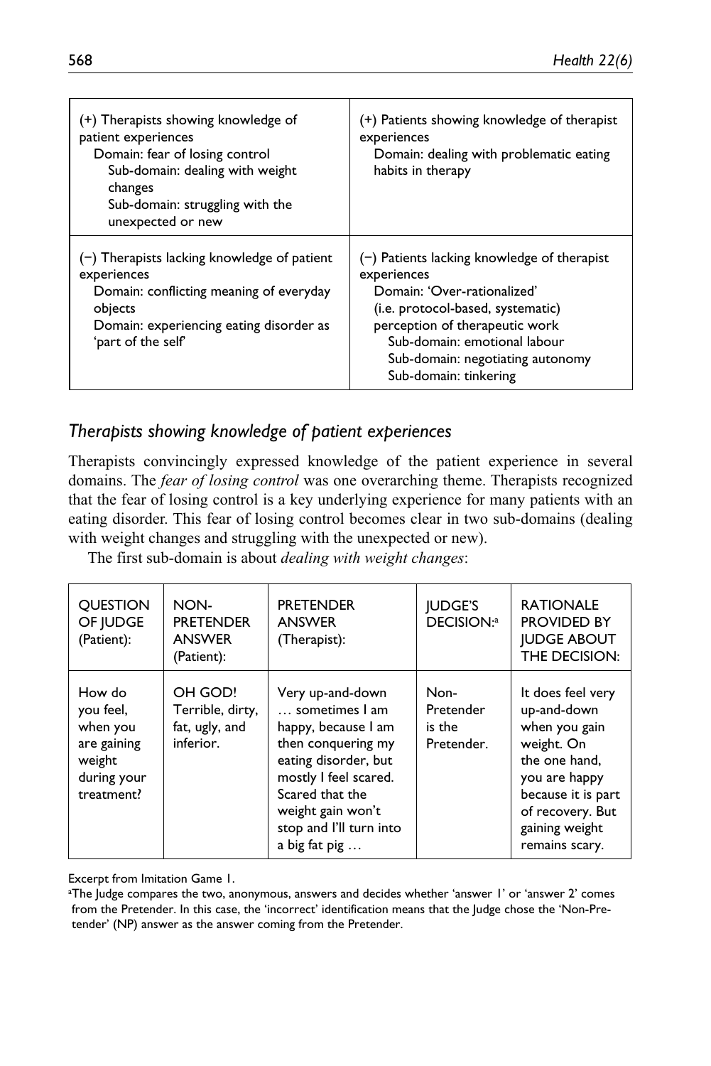| (+) Therapists showing knowledge of patient experiences<br>Domain: fear of losing control<br>Sub-domain: dealing with weight changes<br>Sub-domain: struggling with the unexpected or new | (+) Patients showing knowledge of therapist experiences<br>Domain: dealing with problematic eating habits in therapy |
|---|---|
| (−) Therapists lacking knowledge of patient experiences<br>Domain: conflicting meaning of everyday objects<br>Domain: experiencing eating disorder as 'part of the self' | (−) Patients lacking knowledge of therapist experiences<br>Domain: 'Over-rationalized' (i.e. protocol-based, systematic) perception of therapeutic work<br>Sub-domain: emotional labour<br>Sub-domain: negotiating autonomy<br>Sub-domain: tinkering |

## *Therapists showing knowledge of patient experiences*

Therapists convincingly expressed knowledge of the patient experience in several domains. The *fear of losing control* was one overarching theme. Therapists recognized that the fear of losing control is a key underlying experience for many patients with an eating disorder. This fear of losing control becomes clear in two sub-domains (dealing with weight changes and struggling with the unexpected or new).

The first sub-domain is about *dealing with weight changes*:

| QUESTION OF JUDGE (Patient): | NON-PRETENDER ANSWER (Patient): | PRETENDER ANSWER (Therapist): | JUDGE'S DECISION:[a] | RATIONALE PROVIDED BY JUDGE ABOUT THE DECISION: |
|---|---|---|---|---|
| How do you feel, when you are gaining weight during your treatment? | OH GOD! Terrible, dirty, fat, ugly, and inferior. | Very up-and-down … sometimes I am happy, because I am then conquering my eating disorder, but mostly I feel scared. Scared that the weight gain won't stop and I'll turn into a big fat pig … | Non-Pretender is the Pretender. | It does feel very up-and-down when you gain weight. On the one hand, you are happy because it is part of recovery. But gaining weight remains scary. |

Excerpt from Imitation Game 1.

[a]The Judge compares the two, anonymous, answers and decides whether 'answer 1' or 'answer 2' comes from the Pretender. In this case, the 'incorrect' identification means that the Judge chose the 'Non-Pretender' (NP) answer as the answer coming from the Pretender.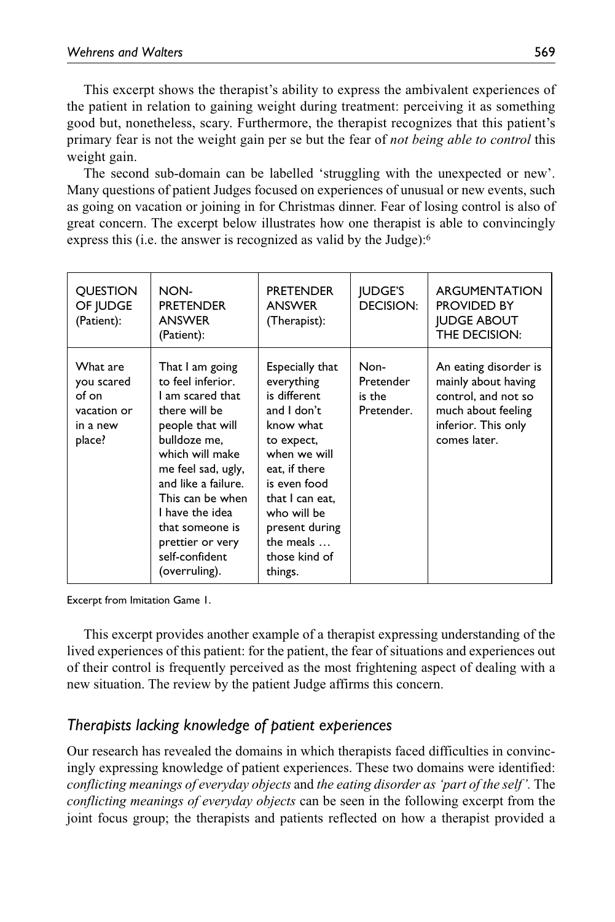This excerpt shows the therapist's ability to express the ambivalent experiences of the patient in relation to gaining weight during treatment: perceiving it as something good but, nonetheless, scary. Furthermore, the therapist recognizes that this patient's primary fear is not the weight gain per se but the fear of *not being able to control* this weight gain.

The second sub-domain can be labelled 'struggling with the unexpected or new'. Many questions of patient Judges focused on experiences of unusual or new events, such as going on vacation or joining in for Christmas dinner. Fear of losing control is also of great concern. The excerpt below illustrates how one therapist is able to convincingly express this (i.e. the answer is recognized as valid by the Judge):[6]

| QUESTION OF JUDGE (Patient): | NON-PRETENDER ANSWER (Patient): | PRETENDER ANSWER (Therapist): | JUDGE'S DECISION: | ARGUMENTATION PROVIDED BY JUDGE ABOUT THE DECISION: |
|---|---|---|---|---|
| What are you scared of on vacation or in a new place? | That I am going to feel inferior. I am scared that there will be people that will bulldoze me, which will make me feel sad, ugly, and like a failure. This can be when I have the idea that someone is prettier or very self-confident (overruling). | Especially that everything is different and I don't know what to expect, when we will eat, if there is even food that I can eat, who will be present during the meals … those kind of things. | Non-Pretender is the Pretender. | An eating disorder is mainly about having control, and not so much about feeling inferior. This only comes later. |

Excerpt from Imitation Game 1.

This excerpt provides another example of a therapist expressing understanding of the lived experiences of this patient: for the patient, the fear of situations and experiences out of their control is frequently perceived as the most frightening aspect of dealing with a new situation. The review by the patient Judge affirms this concern.

### *Therapists lacking knowledge of patient experiences*

Our research has revealed the domains in which therapists faced difficulties in convincingly expressing knowledge of patient experiences. These two domains were identified: *conflicting meanings of everyday objects* and *the eating disorder as 'part of the self'.* The *conflicting meanings of everyday objects* can be seen in the following excerpt from the joint focus group; the therapists and patients reflected on how a therapist provided a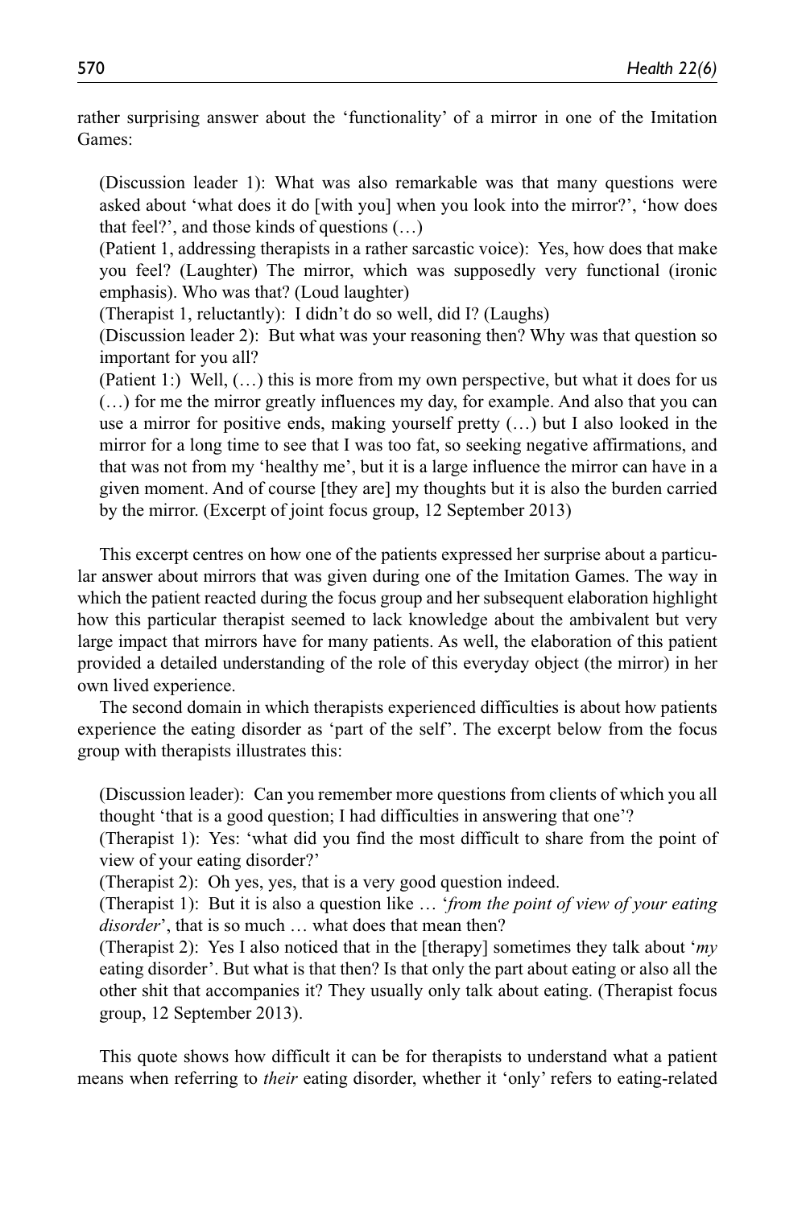rather surprising answer about the 'functionality' of a mirror in one of the Imitation Games:

> (Discussion leader 1): What was also remarkable was that many questions were asked about 'what does it do [with you] when you look into the mirror?', 'how does that feel?', and those kinds of questions (…)
>
> (Patient 1, addressing therapists in a rather sarcastic voice): Yes, how does that make you feel? (Laughter) The mirror, which was supposedly very functional (ironic emphasis). Who was that? (Loud laughter)
>
> (Therapist 1, reluctantly): I didn't do so well, did I? (Laughs)
>
> (Discussion leader 2): But what was your reasoning then? Why was that question so important for you all?
>
> (Patient 1:) Well, (…) this is more from my own perspective, but what it does for us (…) for me the mirror greatly influences my day, for example. And also that you can use a mirror for positive ends, making yourself pretty (…) but I also looked in the mirror for a long time to see that I was too fat, so seeking negative affirmations, and that was not from my 'healthy me', but it is a large influence the mirror can have in a given moment. And of course [they are] my thoughts but it is also the burden carried by the mirror. (Excerpt of joint focus group, 12 September 2013)

This excerpt centres on how one of the patients expressed her surprise about a particular answer about mirrors that was given during one of the Imitation Games. The way in which the patient reacted during the focus group and her subsequent elaboration highlight how this particular therapist seemed to lack knowledge about the ambivalent but very large impact that mirrors have for many patients. As well, the elaboration of this patient provided a detailed understanding of the role of this everyday object (the mirror) in her own lived experience.

The second domain in which therapists experienced difficulties is about how patients experience the eating disorder as 'part of the self'. The excerpt below from the focus group with therapists illustrates this:

> (Discussion leader): Can you remember more questions from clients of which you all thought 'that is a good question; I had difficulties in answering that one'?
>
> (Therapist 1): Yes: 'what did you find the most difficult to share from the point of view of your eating disorder?'
>
> (Therapist 2): Oh yes, yes, that is a very good question indeed.
>
> (Therapist 1): But it is also a question like … '*from the point of view of your eating disorder*', that is so much … what does that mean then?
>
> (Therapist 2): Yes I also noticed that in the [therapy] sometimes they talk about '*my* eating disorder'. But what is that then? Is that only the part about eating or also all the other shit that accompanies it? They usually only talk about eating. (Therapist focus group, 12 September 2013).

This quote shows how difficult it can be for therapists to understand what a patient means when referring to *their* eating disorder, whether it 'only' refers to eating-related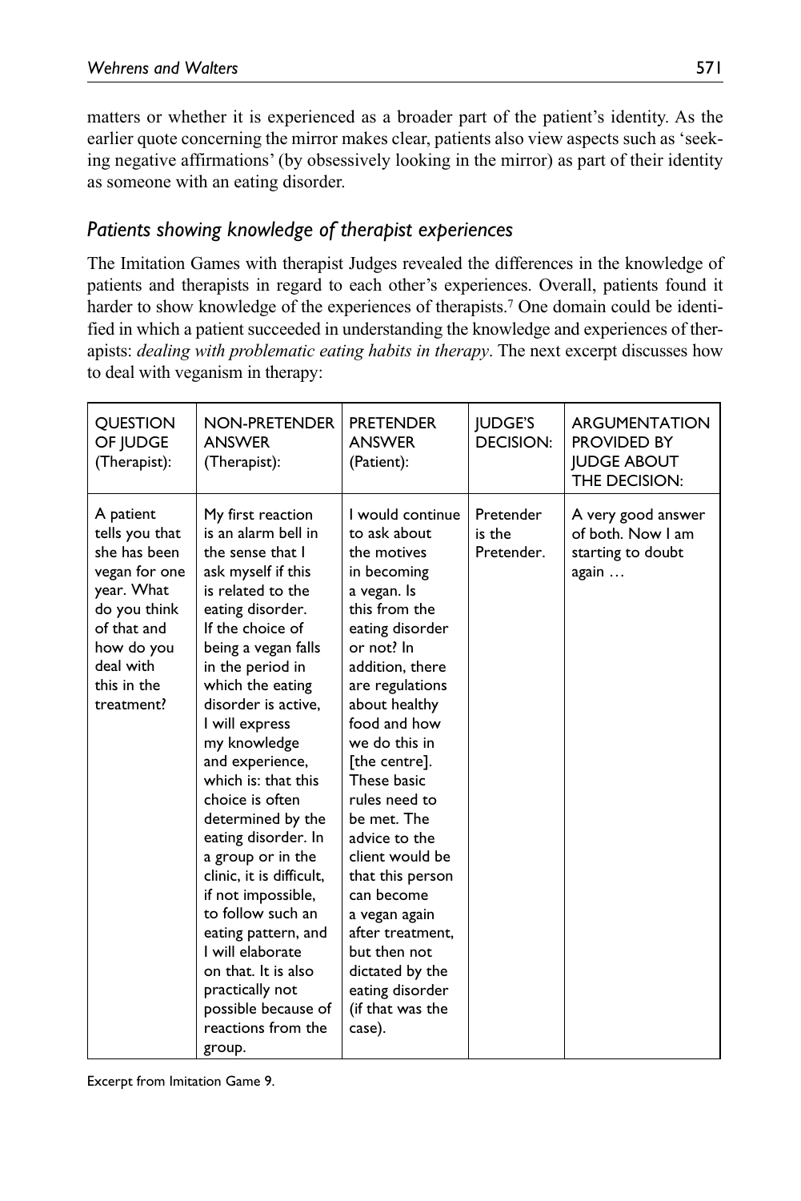matters or whether it is experienced as a broader part of the patient's identity. As the earlier quote concerning the mirror makes clear, patients also view aspects such as 'seeking negative affirmations' (by obsessively looking in the mirror) as part of their identity as someone with an eating disorder.

### *Patients showing knowledge of therapist experiences*

The Imitation Games with therapist Judges revealed the differences in the knowledge of patients and therapists in regard to each other's experiences. Overall, patients found it harder to show knowledge of the experiences of therapists.[7] One domain could be identified in which a patient succeeded in understanding the knowledge and experiences of therapists: *dealing with problematic eating habits in therapy*. The next excerpt discusses how to deal with veganism in therapy:

| QUESTION OF JUDGE (Therapist): | NON-PRETENDER ANSWER (Therapist): | PRETENDER ANSWER (Patient): | JUDGE'S DECISION: | ARGUMENTATION PROVIDED BY JUDGE ABOUT THE DECISION: |
|---|---|---|---|---|
| A patient tells you that she has been vegan for one year. What do you think of that and how do you deal with this in the treatment? | My first reaction is an alarm bell in the sense that I ask myself if this is related to the eating disorder. If the choice of being a vegan falls in the period in which the eating disorder is active, I will express my knowledge and experience, which is: that this choice is often determined by the eating disorder. In a group or in the clinic, it is difficult, if not impossible, to follow such an eating pattern, and I will elaborate on that. It is also practically not possible because of reactions from the group. | I would continue to ask about the motives in becoming a vegan. Is this from the eating disorder or not? In addition, there are regulations about healthy food and how we do this in [the centre]. These basic rules need to be met. The advice to the client would be that this person can become a vegan again after treatment, but then not dictated by the eating disorder (if that was the case). | Pretender is the Pretender. | A very good answer of both. Now I am starting to doubt again … |

Excerpt from Imitation Game 9.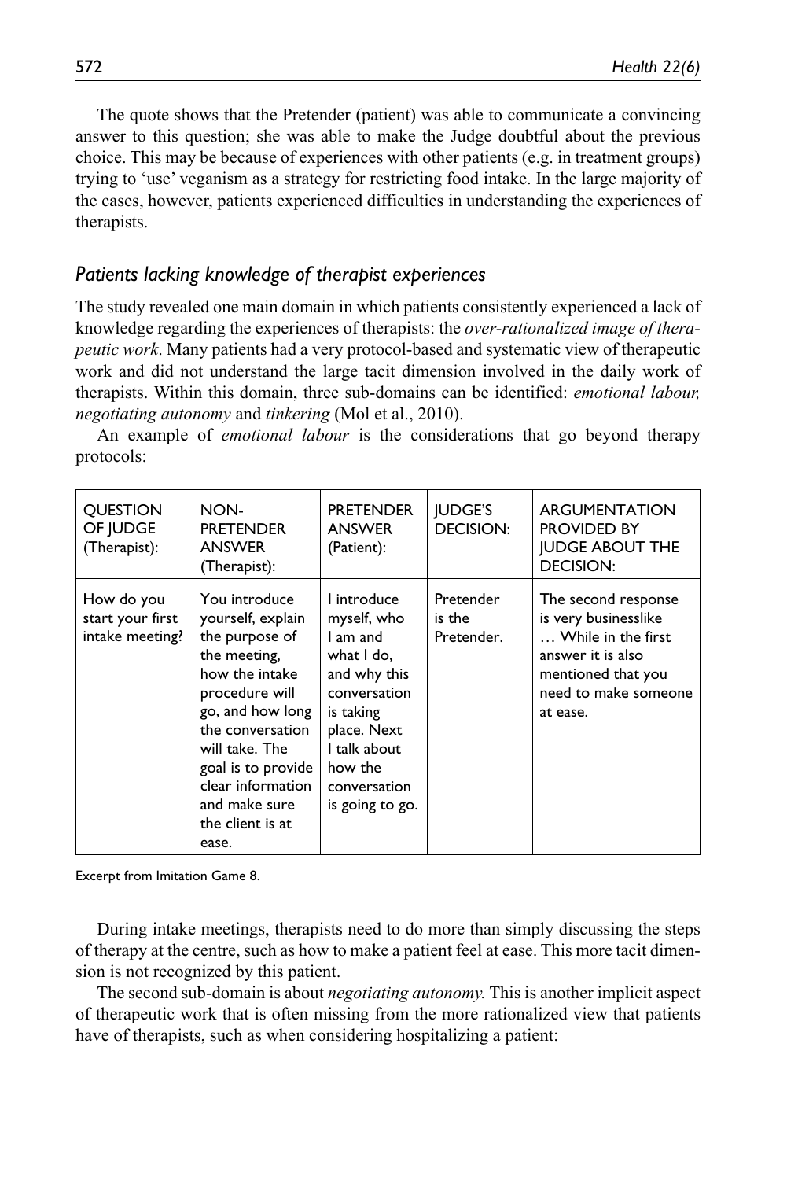The quote shows that the Pretender (patient) was able to communicate a convincing answer to this question; she was able to make the Judge doubtful about the previous choice. This may be because of experiences with other patients (e.g. in treatment groups) trying to 'use' veganism as a strategy for restricting food intake. In the large majority of the cases, however, patients experienced difficulties in understanding the experiences of therapists.

### *Patients lacking knowledge of therapist experiences*

The study revealed one main domain in which patients consistently experienced a lack of knowledge regarding the experiences of therapists: the *over-rationalized image of therapeutic work*. Many patients had a very protocol-based and systematic view of therapeutic work and did not understand the large tacit dimension involved in the daily work of therapists. Within this domain, three sub-domains can be identified: *emotional labour, negotiating autonomy* and *tinkering* (Mol et al., 2010).

An example of *emotional labour* is the considerations that go beyond therapy protocols:

| QUESTION OF JUDGE (Therapist): | NON-PRETENDER ANSWER (Therapist): | PRETENDER ANSWER (Patient): | JUDGE'S DECISION: | ARGUMENTATION PROVIDED BY JUDGE ABOUT THE DECISION: |
|---|---|---|---|---|
| How do you start your first intake meeting? | You introduce yourself, explain the purpose of the meeting, how the intake procedure will go, and how long the conversation will take. The goal is to provide clear information and make sure the client is at ease. | I introduce myself, who I am and what I do, and why this conversation is taking place. Next I talk about how the conversation is going to go. | Pretender is the Pretender. | The second response is very businesslike … While in the first answer it is also mentioned that you need to make someone at ease. |

Excerpt from Imitation Game 8.

During intake meetings, therapists need to do more than simply discussing the steps of therapy at the centre, such as how to make a patient feel at ease. This more tacit dimension is not recognized by this patient.

The second sub-domain is about *negotiating autonomy.* This is another implicit aspect of therapeutic work that is often missing from the more rationalized view that patients have of therapists, such as when considering hospitalizing a patient: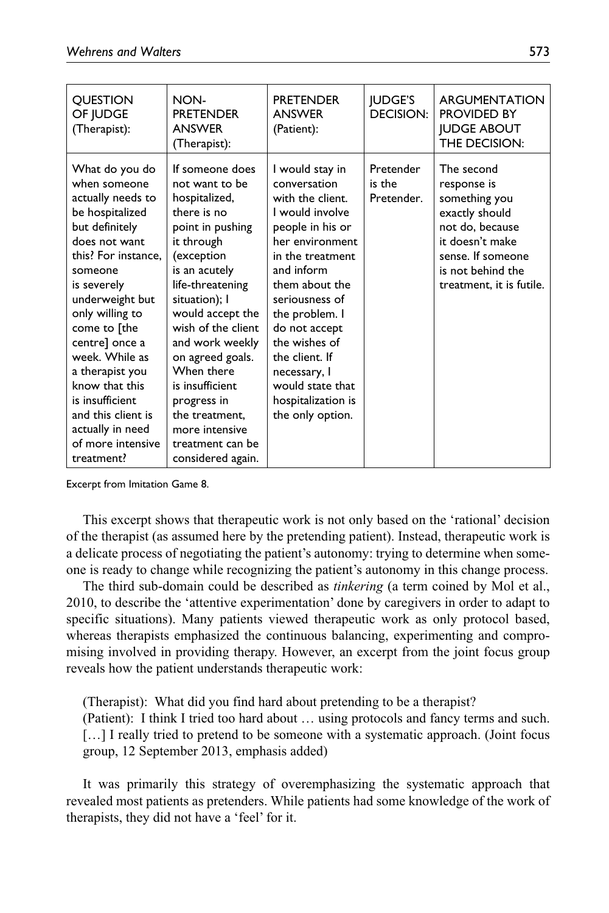| QUESTION OF JUDGE (Therapist): | NON-PRETENDER ANSWER (Therapist): | PRETENDER ANSWER (Patient): | JUDGE'S DECISION: | ARGUMENTATION PROVIDED BY JUDGE ABOUT THE DECISION: |
|---|---|---|---|---|
| What do you do when someone actually needs to be hospitalized but definitely does not want this? For instance, someone is severely underweight but only willing to come to [the centre] once a week. While as a therapist you know that this is insufficient and this client is actually in need of more intensive treatment? | If someone does not want to be hospitalized, there is no point in pushing it through (exception is an acutely life-threatening situation); I would accept the wish of the client and work weekly on agreed goals. When there is insufficient progress in the treatment, more intensive treatment can be considered again. | I would stay in conversation with the client. I would involve people in his or her environment in the treatment and inform them about the seriousness of the problem. I do not accept the wishes of the client. If necessary, I would state that hospitalization is the only option. | Pretender is the Pretender. | The second response is something you exactly should not do, because it doesn't make sense. If someone is not behind the treatment, it is futile. |

Excerpt from Imitation Game 8.

This excerpt shows that therapeutic work is not only based on the 'rational' decision of the therapist (as assumed here by the pretending patient). Instead, therapeutic work is a delicate process of negotiating the patient's autonomy: trying to determine when someone is ready to change while recognizing the patient's autonomy in this change process.

The third sub-domain could be described as *tinkering* (a term coined by Mol et al., 2010, to describe the 'attentive experimentation' done by caregivers in order to adapt to specific situations). Many patients viewed therapeutic work as only protocol based, whereas therapists emphasized the continuous balancing, experimenting and compromising involved in providing therapy. However, an excerpt from the joint focus group reveals how the patient understands therapeutic work:

> (Therapist): What did you find hard about pretending to be a therapist?
> (Patient): I think I tried too hard about … using protocols and fancy terms and such. […] I really tried to pretend to be someone with a systematic approach. (Joint focus group, 12 September 2013, emphasis added)

It was primarily this strategy of overemphasizing the systematic approach that revealed most patients as pretenders. While patients had some knowledge of the work of therapists, they did not have a 'feel' for it.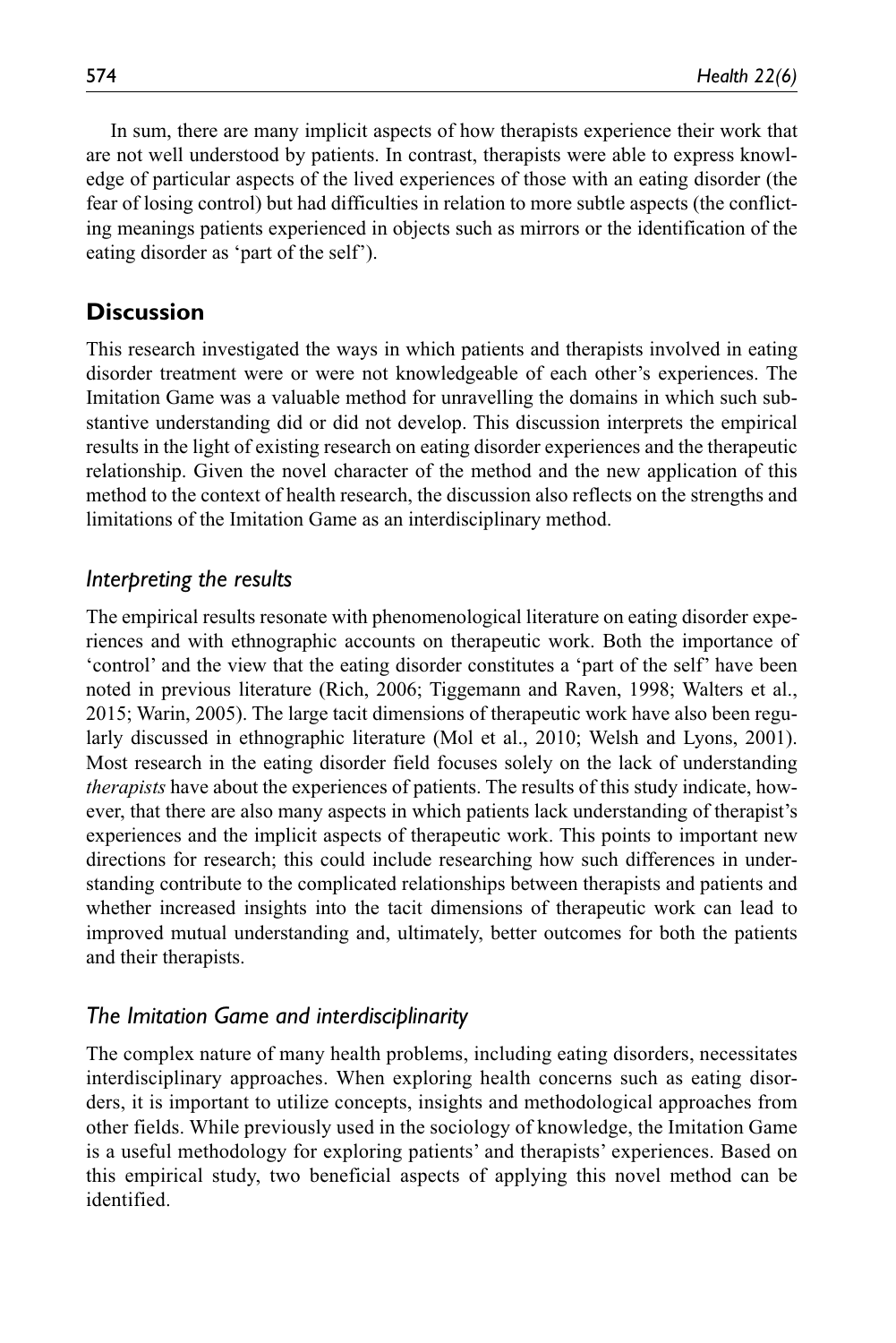In sum, there are many implicit aspects of how therapists experience their work that are not well understood by patients. In contrast, therapists were able to express knowledge of particular aspects of the lived experiences of those with an eating disorder (the fear of losing control) but had difficulties in relation to more subtle aspects (the conflicting meanings patients experienced in objects such as mirrors or the identification of the eating disorder as 'part of the self').

## Discussion

This research investigated the ways in which patients and therapists involved in eating disorder treatment were or were not knowledgeable of each other's experiences. The Imitation Game was a valuable method for unravelling the domains in which such substantive understanding did or did not develop. This discussion interprets the empirical results in the light of existing research on eating disorder experiences and the therapeutic relationship. Given the novel character of the method and the new application of this method to the context of health research, the discussion also reflects on the strengths and limitations of the Imitation Game as an interdisciplinary method.

### *Interpreting the results*

The empirical results resonate with phenomenological literature on eating disorder experiences and with ethnographic accounts on therapeutic work. Both the importance of 'control' and the view that the eating disorder constitutes a 'part of the self' have been noted in previous literature (Rich, 2006; Tiggemann and Raven, 1998; Walters et al., 2015; Warin, 2005). The large tacit dimensions of therapeutic work have also been regularly discussed in ethnographic literature (Mol et al., 2010; Welsh and Lyons, 2001). Most research in the eating disorder field focuses solely on the lack of understanding *therapists* have about the experiences of patients. The results of this study indicate, however, that there are also many aspects in which patients lack understanding of therapist's experiences and the implicit aspects of therapeutic work. This points to important new directions for research; this could include researching how such differences in understanding contribute to the complicated relationships between therapists and patients and whether increased insights into the tacit dimensions of therapeutic work can lead to improved mutual understanding and, ultimately, better outcomes for both the patients and their therapists.

### *The Imitation Game and interdisciplinarity*

The complex nature of many health problems, including eating disorders, necessitates interdisciplinary approaches. When exploring health concerns such as eating disorders, it is important to utilize concepts, insights and methodological approaches from other fields. While previously used in the sociology of knowledge, the Imitation Game is a useful methodology for exploring patients' and therapists' experiences. Based on this empirical study, two beneficial aspects of applying this novel method can be identified.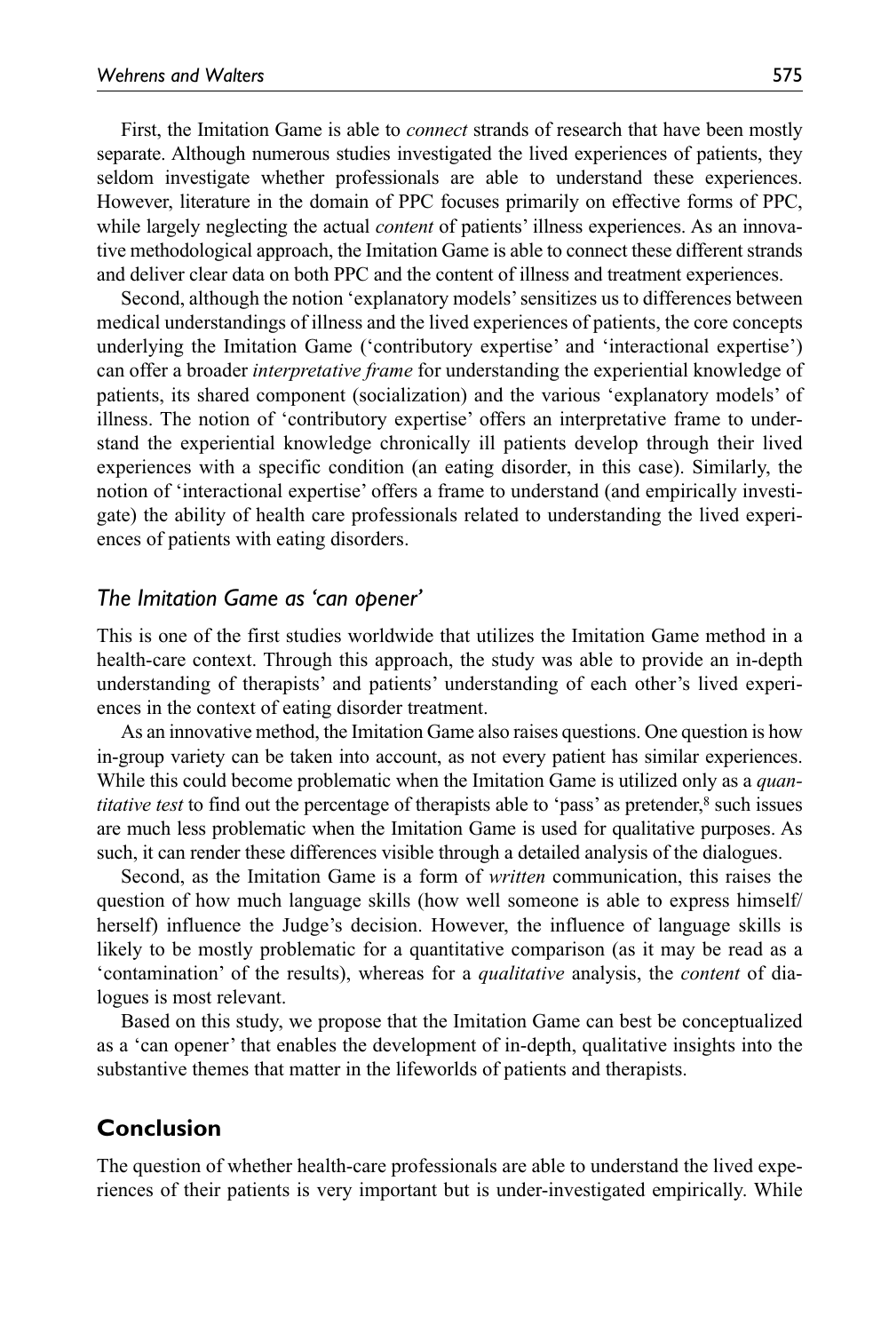First, the Imitation Game is able to *connect* strands of research that have been mostly separate. Although numerous studies investigated the lived experiences of patients, they seldom investigate whether professionals are able to understand these experiences. However, literature in the domain of PPC focuses primarily on effective forms of PPC, while largely neglecting the actual *content* of patients' illness experiences. As an innovative methodological approach, the Imitation Game is able to connect these different strands and deliver clear data on both PPC and the content of illness and treatment experiences.

Second, although the notion 'explanatory models' sensitizes us to differences between medical understandings of illness and the lived experiences of patients, the core concepts underlying the Imitation Game ('contributory expertise' and 'interactional expertise') can offer a broader *interpretative frame* for understanding the experiential knowledge of patients, its shared component (socialization) and the various 'explanatory models' of illness. The notion of 'contributory expertise' offers an interpretative frame to understand the experiential knowledge chronically ill patients develop through their lived experiences with a specific condition (an eating disorder, in this case). Similarly, the notion of 'interactional expertise' offers a frame to understand (and empirically investigate) the ability of health care professionals related to understanding the lived experiences of patients with eating disorders.

### *The Imitation Game as 'can opener'*

This is one of the first studies worldwide that utilizes the Imitation Game method in a health-care context. Through this approach, the study was able to provide an in-depth understanding of therapists' and patients' understanding of each other's lived experiences in the context of eating disorder treatment.

As an innovative method, the Imitation Game also raises questions. One question is how in-group variety can be taken into account, as not every patient has similar experiences. While this could become problematic when the Imitation Game is utilized only as a *quantitative test* to find out the percentage of therapists able to 'pass' as pretender,[8] such issues are much less problematic when the Imitation Game is used for qualitative purposes. As such, it can render these differences visible through a detailed analysis of the dialogues.

Second, as the Imitation Game is a form of *written* communication, this raises the question of how much language skills (how well someone is able to express himself/herself) influence the Judge's decision. However, the influence of language skills is likely to be mostly problematic for a quantitative comparison (as it may be read as a 'contamination' of the results), whereas for a *qualitative* analysis, the *content* of dialogues is most relevant.

Based on this study, we propose that the Imitation Game can best be conceptualized as a 'can opener' that enables the development of in-depth, qualitative insights into the substantive themes that matter in the lifeworlds of patients and therapists.

## Conclusion

The question of whether health-care professionals are able to understand the lived experiences of their patients is very important but is under-investigated empirically. While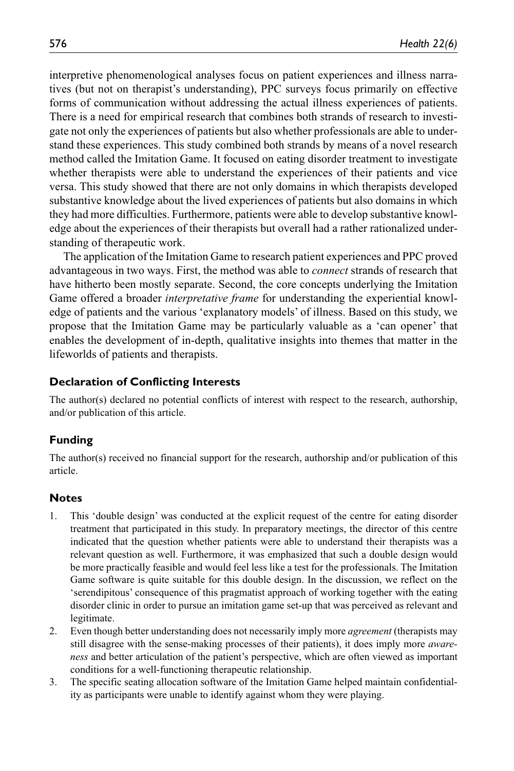interpretive phenomenological analyses focus on patient experiences and illness narratives (but not on therapist's understanding), PPC surveys focus primarily on effective forms of communication without addressing the actual illness experiences of patients. There is a need for empirical research that combines both strands of research to investigate not only the experiences of patients but also whether professionals are able to understand these experiences. This study combined both strands by means of a novel research method called the Imitation Game. It focused on eating disorder treatment to investigate whether therapists were able to understand the experiences of their patients and vice versa. This study showed that there are not only domains in which therapists developed substantive knowledge about the lived experiences of patients but also domains in which they had more difficulties. Furthermore, patients were able to develop substantive knowledge about the experiences of their therapists but overall had a rather rationalized understanding of therapeutic work.

The application of the Imitation Game to research patient experiences and PPC proved advantageous in two ways. First, the method was able to *connect* strands of research that have hitherto been mostly separate. Second, the core concepts underlying the Imitation Game offered a broader *interpretative frame* for understanding the experiential knowledge of patients and the various 'explanatory models' of illness. Based on this study, we propose that the Imitation Game may be particularly valuable as a 'can opener' that enables the development of in-depth, qualitative insights into themes that matter in the lifeworlds of patients and therapists.

## Declaration of Conflicting Interests

The author(s) declared no potential conflicts of interest with respect to the research, authorship, and/or publication of this article.

## Funding

The author(s) received no financial support for the research, authorship and/or publication of this article.

## Notes

1. This 'double design' was conducted at the explicit request of the centre for eating disorder treatment that participated in this study. In preparatory meetings, the director of this centre indicated that the question whether patients were able to understand their therapists was a relevant question as well. Furthermore, it was emphasized that such a double design would be more practically feasible and would feel less like a test for the professionals. The Imitation Game software is quite suitable for this double design. In the discussion, we reflect on the 'serendipitous' consequence of this pragmatist approach of working together with the eating disorder clinic in order to pursue an imitation game set-up that was perceived as relevant and legitimate.
2. Even though better understanding does not necessarily imply more *agreement* (therapists may still disagree with the sense-making processes of their patients), it does imply more *awareness* and better articulation of the patient's perspective, which are often viewed as important conditions for a well-functioning therapeutic relationship.
3. The specific seating allocation software of the Imitation Game helped maintain confidentiality as participants were unable to identify against whom they were playing.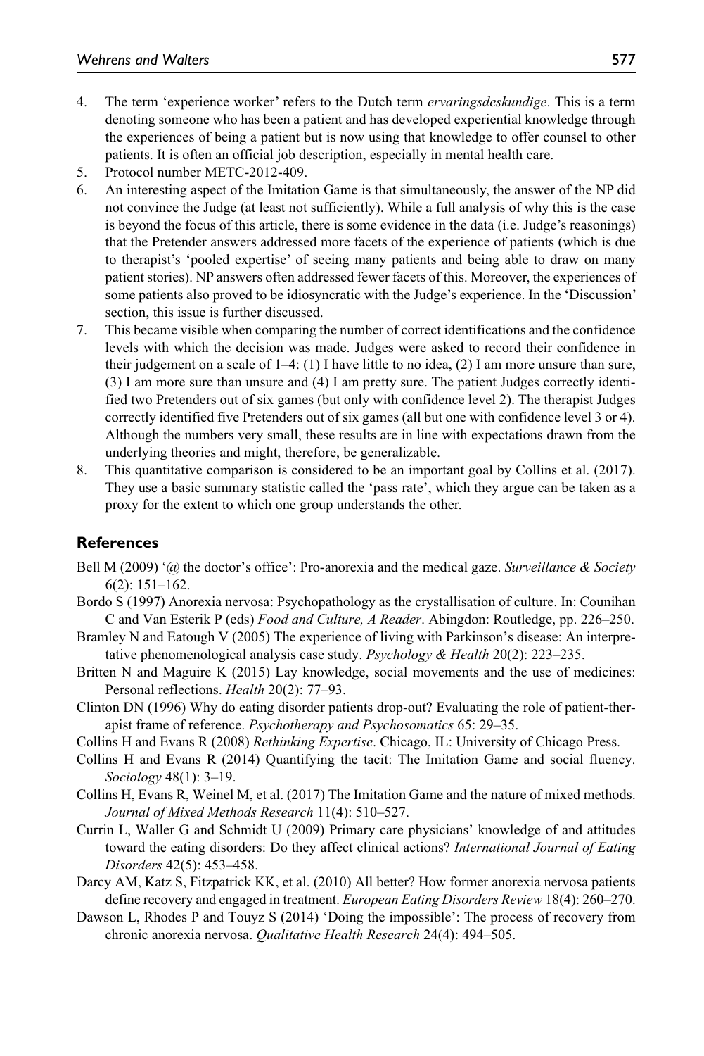4. The term 'experience worker' refers to the Dutch term *ervaringsdeskundige*. This is a term denoting someone who has been a patient and has developed experiential knowledge through the experiences of being a patient but is now using that knowledge to offer counsel to other patients. It is often an official job description, especially in mental health care.
5. Protocol number METC-2012-409.
6. An interesting aspect of the Imitation Game is that simultaneously, the answer of the NP did not convince the Judge (at least not sufficiently). While a full analysis of why this is the case is beyond the focus of this article, there is some evidence in the data (i.e. Judge's reasonings) that the Pretender answers addressed more facets of the experience of patients (which is due to therapist's 'pooled expertise' of seeing many patients and being able to draw on many patient stories). NP answers often addressed fewer facets of this. Moreover, the experiences of some patients also proved to be idiosyncratic with the Judge's experience. In the 'Discussion' section, this issue is further discussed.
7. This became visible when comparing the number of correct identifications and the confidence levels with which the decision was made. Judges were asked to record their confidence in their judgement on a scale of 1–4: (1) I have little to no idea, (2) I am more unsure than sure, (3) I am more sure than unsure and (4) I am pretty sure. The patient Judges correctly identified two Pretenders out of six games (but only with confidence level 2). The therapist Judges correctly identified five Pretenders out of six games (all but one with confidence level 3 or 4). Although the numbers very small, these results are in line with expectations drawn from the underlying theories and might, therefore, be generalizable.
8. This quantitative comparison is considered to be an important goal by Collins et al. (2017). They use a basic summary statistic called the 'pass rate', which they argue can be taken as a proxy for the extent to which one group understands the other.

## References

Bell M (2009) '@ the doctor's office': Pro-anorexia and the medical gaze. *Surveillance & Society* 6(2): 151–162.

Bordo S (1997) Anorexia nervosa: Psychopathology as the crystallisation of culture. In: Counihan C and Van Esterik P (eds) *Food and Culture, A Reader*. Abingdon: Routledge, pp. 226–250.

Bramley N and Eatough V (2005) The experience of living with Parkinson's disease: An interpretative phenomenological analysis case study. *Psychology & Health* 20(2): 223–235.

Britten N and Maguire K (2015) Lay knowledge, social movements and the use of medicines: Personal reflections. *Health* 20(2): 77–93.

Clinton DN (1996) Why do eating disorder patients drop-out? Evaluating the role of patient-therapist frame of reference. *Psychotherapy and Psychosomatics* 65: 29–35.

Collins H and Evans R (2008) *Rethinking Expertise*. Chicago, IL: University of Chicago Press.

Collins H and Evans R (2014) Quantifying the tacit: The Imitation Game and social fluency. *Sociology* 48(1): 3–19.

Collins H, Evans R, Weinel M, et al. (2017) The Imitation Game and the nature of mixed methods. *Journal of Mixed Methods Research* 11(4): 510–527.

Currin L, Waller G and Schmidt U (2009) Primary care physicians' knowledge of and attitudes toward the eating disorders: Do they affect clinical actions? *International Journal of Eating Disorders* 42(5): 453–458.

Darcy AM, Katz S, Fitzpatrick KK, et al. (2010) All better? How former anorexia nervosa patients define recovery and engaged in treatment. *European Eating Disorders Review* 18(4): 260–270.

Dawson L, Rhodes P and Touyz S (2014) 'Doing the impossible': The process of recovery from chronic anorexia nervosa. *Qualitative Health Research* 24(4): 494–505.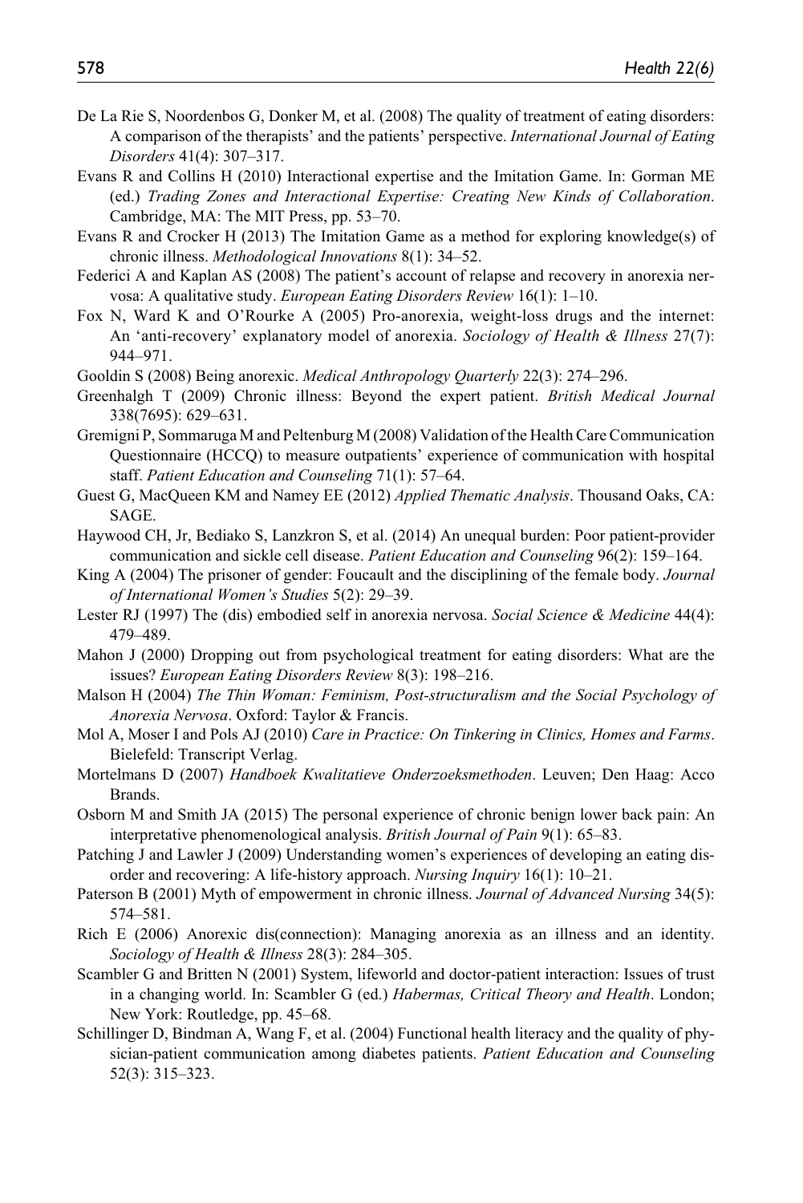De La Rie S, Noordenbos G, Donker M, et al. (2008) The quality of treatment of eating disorders: A comparison of the therapists' and the patients' perspective. *International Journal of Eating Disorders* 41(4): 307–317.

Evans R and Collins H (2010) Interactional expertise and the Imitation Game. In: Gorman ME (ed.) *Trading Zones and Interactional Expertise: Creating New Kinds of Collaboration*. Cambridge, MA: The MIT Press, pp. 53–70.

Evans R and Crocker H (2013) The Imitation Game as a method for exploring knowledge(s) of chronic illness. *Methodological Innovations* 8(1): 34–52.

Federici A and Kaplan AS (2008) The patient's account of relapse and recovery in anorexia nervosa: A qualitative study. *European Eating Disorders Review* 16(1): 1–10.

Fox N, Ward K and O'Rourke A (2005) Pro-anorexia, weight-loss drugs and the internet: An 'anti-recovery' explanatory model of anorexia. *Sociology of Health & Illness* 27(7): 944–971.

Gooldin S (2008) Being anorexic. *Medical Anthropology Quarterly* 22(3): 274–296.

Greenhalgh T (2009) Chronic illness: Beyond the expert patient. *British Medical Journal* 338(7695): 629–631.

Gremigni P, Sommaruga M and Peltenburg M (2008) Validation of the Health Care Communication Questionnaire (HCCQ) to measure outpatients' experience of communication with hospital staff. *Patient Education and Counseling* 71(1): 57–64.

Guest G, MacQueen KM and Namey EE (2012) *Applied Thematic Analysis*. Thousand Oaks, CA: SAGE.

Haywood CH, Jr, Bediako S, Lanzkron S, et al. (2014) An unequal burden: Poor patient-provider communication and sickle cell disease. *Patient Education and Counseling* 96(2): 159–164.

King A (2004) The prisoner of gender: Foucault and the disciplining of the female body. *Journal of International Women's Studies* 5(2): 29–39.

Lester RJ (1997) The (dis) embodied self in anorexia nervosa. *Social Science & Medicine* 44(4): 479–489.

Mahon J (2000) Dropping out from psychological treatment for eating disorders: What are the issues? *European Eating Disorders Review* 8(3): 198–216.

Malson H (2004) *The Thin Woman: Feminism, Post-structuralism and the Social Psychology of Anorexia Nervosa*. Oxford: Taylor & Francis.

Mol A, Moser I and Pols AJ (2010) *Care in Practice: On Tinkering in Clinics, Homes and Farms*. Bielefeld: Transcript Verlag.

Mortelmans D (2007) *Handboek Kwalitatieve Onderzoeksmethoden*. Leuven; Den Haag: Acco Brands.

Osborn M and Smith JA (2015) The personal experience of chronic benign lower back pain: An interpretative phenomenological analysis. *British Journal of Pain* 9(1): 65–83.

Patching J and Lawler J (2009) Understanding women's experiences of developing an eating disorder and recovering: A life-history approach. *Nursing Inquiry* 16(1): 10–21.

Paterson B (2001) Myth of empowerment in chronic illness. *Journal of Advanced Nursing* 34(5): 574–581.

Rich E (2006) Anorexic dis(connection): Managing anorexia as an illness and an identity. *Sociology of Health & Illness* 28(3): 284–305.

Scambler G and Britten N (2001) System, lifeworld and doctor-patient interaction: Issues of trust in a changing world. In: Scambler G (ed.) *Habermas, Critical Theory and Health*. London; New York: Routledge, pp. 45–68.

Schillinger D, Bindman A, Wang F, et al. (2004) Functional health literacy and the quality of physician-patient communication among diabetes patients. *Patient Education and Counseling* 52(3): 315–323.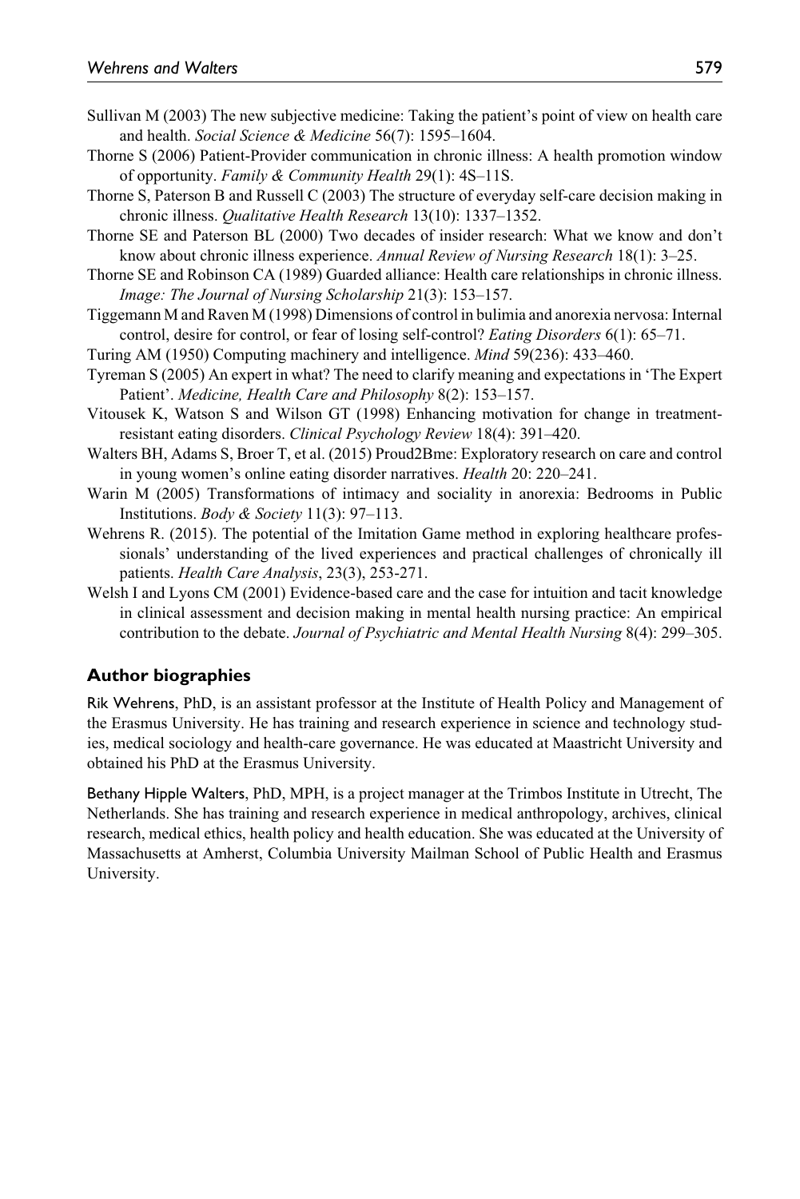Sullivan M (2003) The new subjective medicine: Taking the patient's point of view on health care and health. *Social Science & Medicine* 56(7): 1595–1604.

Thorne S (2006) Patient-Provider communication in chronic illness: A health promotion window of opportunity. *Family & Community Health* 29(1): 4S–11S.

Thorne S, Paterson B and Russell C (2003) The structure of everyday self-care decision making in chronic illness. *Qualitative Health Research* 13(10): 1337–1352.

Thorne SE and Paterson BL (2000) Two decades of insider research: What we know and don't know about chronic illness experience. *Annual Review of Nursing Research* 18(1): 3–25.

Thorne SE and Robinson CA (1989) Guarded alliance: Health care relationships in chronic illness. *Image: The Journal of Nursing Scholarship* 21(3): 153–157.

Tiggemann M and Raven M (1998) Dimensions of control in bulimia and anorexia nervosa: Internal control, desire for control, or fear of losing self-control? *Eating Disorders* 6(1): 65–71.

Turing AM (1950) Computing machinery and intelligence. *Mind* 59(236): 433–460.

Tyreman S (2005) An expert in what? The need to clarify meaning and expectations in 'The Expert Patient'. *Medicine, Health Care and Philosophy* 8(2): 153–157.

Vitousek K, Watson S and Wilson GT (1998) Enhancing motivation for change in treatment-resistant eating disorders. *Clinical Psychology Review* 18(4): 391–420.

Walters BH, Adams S, Broer T, et al. (2015) Proud2Bme: Exploratory research on care and control in young women's online eating disorder narratives. *Health* 20: 220–241.

Warin M (2005) Transformations of intimacy and sociality in anorexia: Bedrooms in Public Institutions. *Body & Society* 11(3): 97–113.

Wehrens R. (2015). The potential of the Imitation Game method in exploring healthcare professionals' understanding of the lived experiences and practical challenges of chronically ill patients. *Health Care Analysis*, 23(3), 253-271.

Welsh I and Lyons CM (2001) Evidence-based care and the case for intuition and tacit knowledge in clinical assessment and decision making in mental health nursing practice: An empirical contribution to the debate. *Journal of Psychiatric and Mental Health Nursing* 8(4): 299–305.

## Author biographies

Rik Wehrens, PhD, is an assistant professor at the Institute of Health Policy and Management of the Erasmus University. He has training and research experience in science and technology studies, medical sociology and health-care governance. He was educated at Maastricht University and obtained his PhD at the Erasmus University.

Bethany Hipple Walters, PhD, MPH, is a project manager at the Trimbos Institute in Utrecht, The Netherlands. She has training and research experience in medical anthropology, archives, clinical research, medical ethics, health policy and health education. She was educated at the University of Massachusetts at Amherst, Columbia University Mailman School of Public Health and Erasmus University.